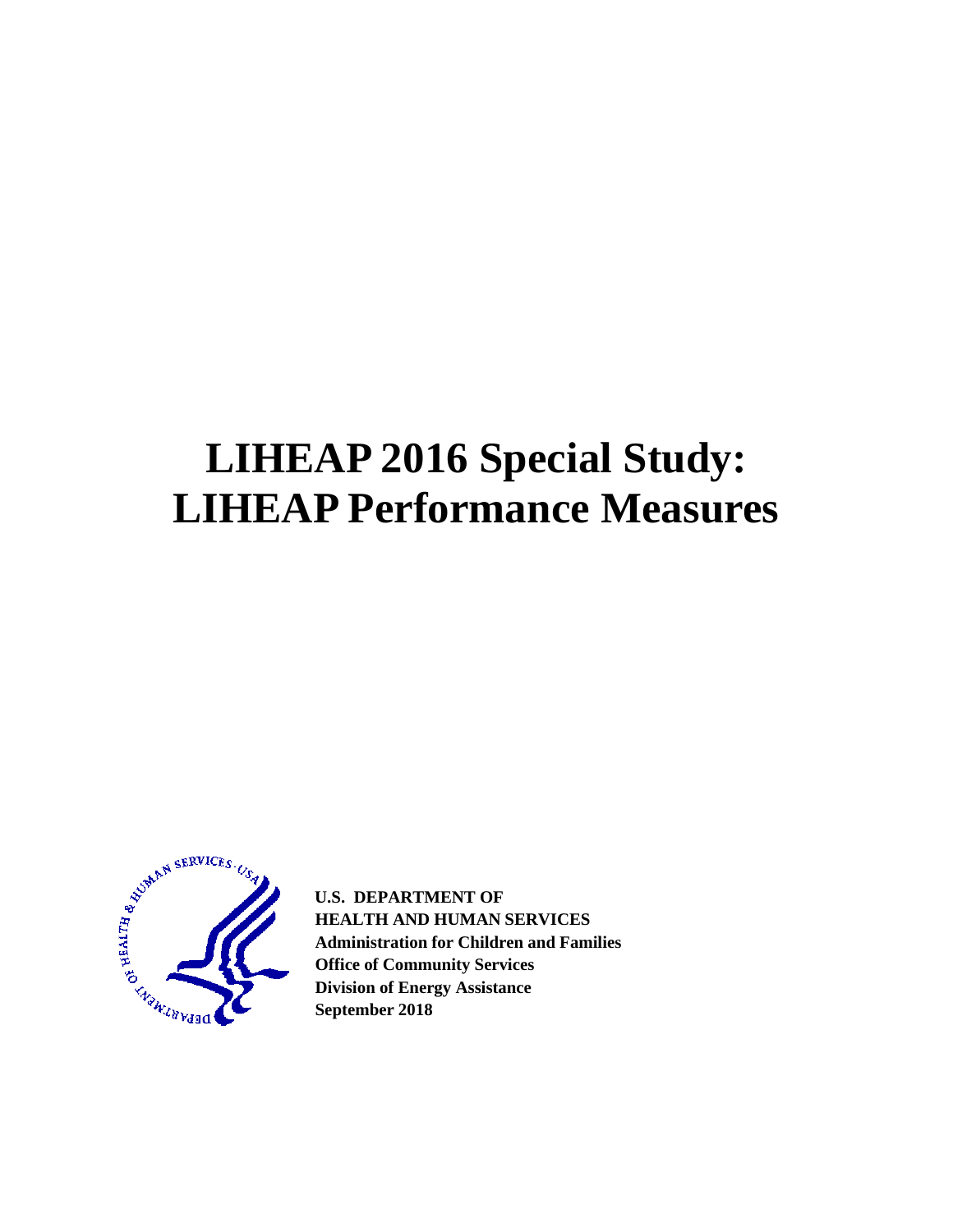# LIHEAP 2016 Special Study: LIHEAP Performance Measures

**U.S. DEPARTMENT OF**
**HEALTH AND HUMAN SERVICES**
**Administration for Children and Families**
**Office of Community Services**
**Division of Energy Assistance**
**September 2018**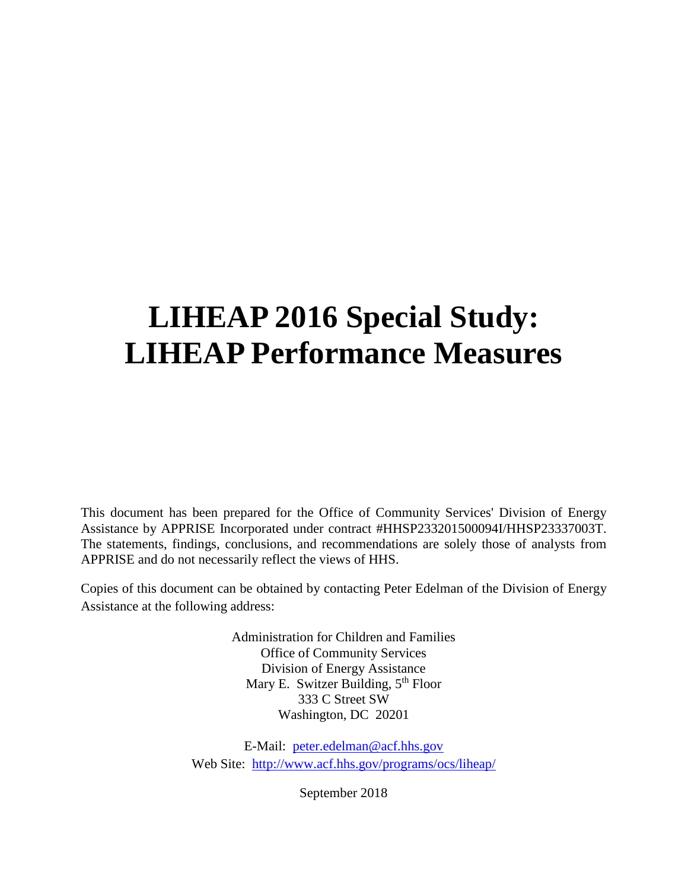# LIHEAP 2016 Special Study: LIHEAP Performance Measures

This document has been prepared for the Office of Community Services' Division of Energy Assistance by APPRISE Incorporated under contract #HHSP233201500094I/HHSP23337003T. The statements, findings, conclusions, and recommendations are solely those of analysts from APPRISE and do not necessarily reflect the views of HHS.

Copies of this document can be obtained by contacting Peter Edelman of the Division of Energy Assistance at the following address:

Administration for Children and Families
Office of Community Services
Division of Energy Assistance
Mary E. Switzer Building, 5th Floor
333 C Street SW
Washington, DC 20201

E-Mail: peter.edelman@acf.hhs.gov
Web Site: http://www.acf.hhs.gov/programs/ocs/liheap/

September 2018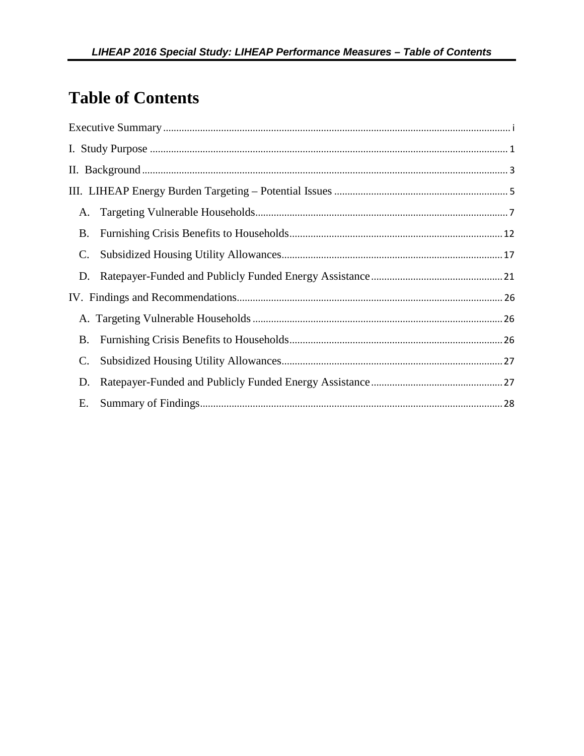# Table of Contents

Executive Summary ..... i

I. Study Purpose ..... 1

II. Background ..... 3

III. LIHEAP Energy Burden Targeting – Potential Issues ..... 5

- A. Targeting Vulnerable Households ..... 7
- B. Furnishing Crisis Benefits to Households ..... 12
- C. Subsidized Housing Utility Allowances ..... 17
- D. Ratepayer-Funded and Publicly Funded Energy Assistance ..... 21

IV. Findings and Recommendations ..... 26

- A. Targeting Vulnerable Households ..... 26
- B. Furnishing Crisis Benefits to Households ..... 26
- C. Subsidized Housing Utility Allowances ..... 27
- D. Ratepayer-Funded and Publicly Funded Energy Assistance ..... 27
- E. Summary of Findings ..... 28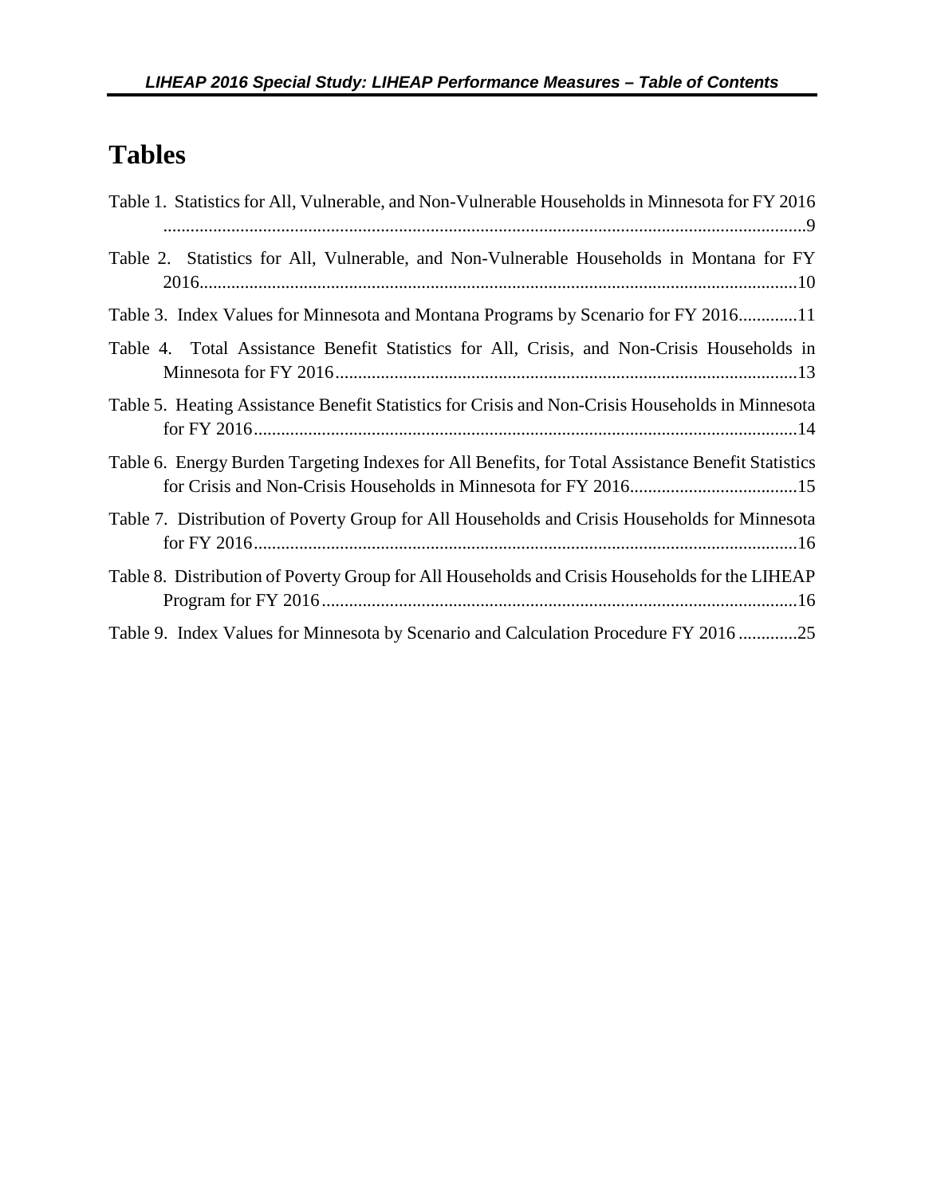# Tables

Table 1. Statistics for All, Vulnerable, and Non-Vulnerable Households in Minnesota for FY 2016 ....9

Table 2. Statistics for All, Vulnerable, and Non-Vulnerable Households in Montana for FY 2016....10

Table 3. Index Values for Minnesota and Montana Programs by Scenario for FY 2016....11

Table 4. Total Assistance Benefit Statistics for All, Crisis, and Non-Crisis Households in Minnesota for FY 2016....13

Table 5. Heating Assistance Benefit Statistics for Crisis and Non-Crisis Households in Minnesota for FY 2016....14

Table 6. Energy Burden Targeting Indexes for All Benefits, for Total Assistance Benefit Statistics for Crisis and Non-Crisis Households in Minnesota for FY 2016....15

Table 7. Distribution of Poverty Group for All Households and Crisis Households for Minnesota for FY 2016....16

Table 8. Distribution of Poverty Group for All Households and Crisis Households for the LIHEAP Program for FY 2016....16

Table 9. Index Values for Minnesota by Scenario and Calculation Procedure FY 2016....25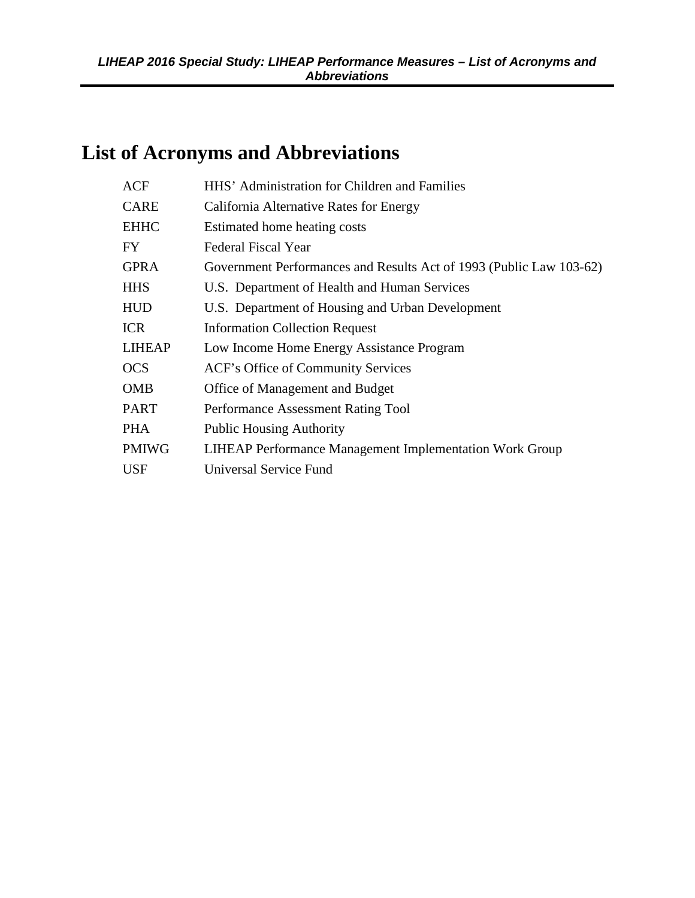# List of Acronyms and Abbreviations

| | |
|---|---|
| ACF | HHS' Administration for Children and Families |
| CARE | California Alternative Rates for Energy |
| EHHC | Estimated home heating costs |
| FY | Federal Fiscal Year |
| GPRA | Government Performances and Results Act of 1993 (Public Law 103-62) |
| HHS | U.S. Department of Health and Human Services |
| HUD | U.S. Department of Housing and Urban Development |
| ICR | Information Collection Request |
| LIHEAP | Low Income Home Energy Assistance Program |
| OCS | ACF's Office of Community Services |
| OMB | Office of Management and Budget |
| PART | Performance Assessment Rating Tool |
| PHA | Public Housing Authority |
| PMIWG | LIHEAP Performance Management Implementation Work Group |
| USF | Universal Service Fund |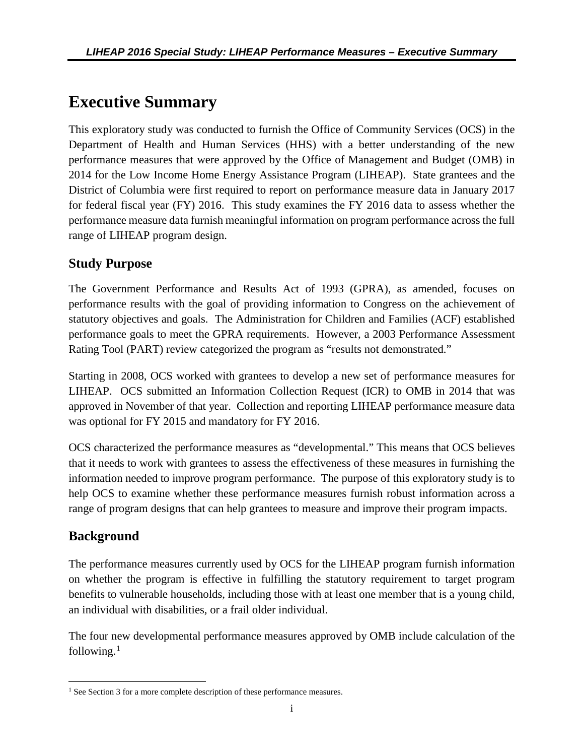# Executive Summary

This exploratory study was conducted to furnish the Office of Community Services (OCS) in the Department of Health and Human Services (HHS) with a better understanding of the new performance measures that were approved by the Office of Management and Budget (OMB) in 2014 for the Low Income Home Energy Assistance Program (LIHEAP). State grantees and the District of Columbia were first required to report on performance measure data in January 2017 for federal fiscal year (FY) 2016. This study examines the FY 2016 data to assess whether the performance measure data furnish meaningful information on program performance across the full range of LIHEAP program design.

## Study Purpose

The Government Performance and Results Act of 1993 (GPRA), as amended, focuses on performance results with the goal of providing information to Congress on the achievement of statutory objectives and goals. The Administration for Children and Families (ACF) established performance goals to meet the GPRA requirements. However, a 2003 Performance Assessment Rating Tool (PART) review categorized the program as "results not demonstrated."

Starting in 2008, OCS worked with grantees to develop a new set of performance measures for LIHEAP. OCS submitted an Information Collection Request (ICR) to OMB in 2014 that was approved in November of that year. Collection and reporting LIHEAP performance measure data was optional for FY 2015 and mandatory for FY 2016.

OCS characterized the performance measures as "developmental." This means that OCS believes that it needs to work with grantees to assess the effectiveness of these measures in furnishing the information needed to improve program performance. The purpose of this exploratory study is to help OCS to examine whether these performance measures furnish robust information across a range of program designs that can help grantees to measure and improve their program impacts.

## Background

The performance measures currently used by OCS for the LIHEAP program furnish information on whether the program is effective in fulfilling the statutory requirement to target program benefits to vulnerable households, including those with at least one member that is a young child, an individual with disabilities, or a frail older individual.

The four new developmental performance measures approved by OMB include calculation of the following.[1]

[1] See Section 3 for a more complete description of these performance measures.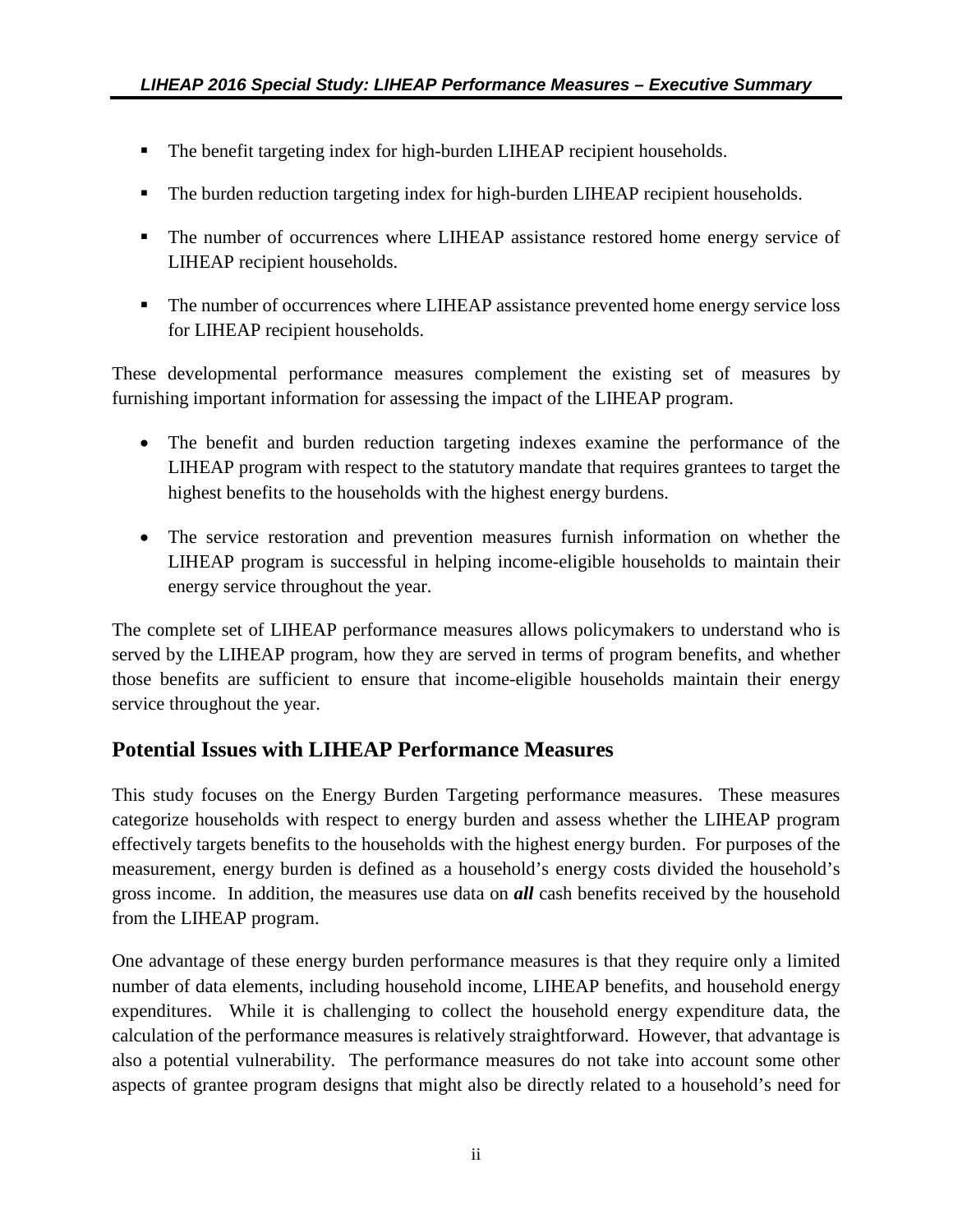- The benefit targeting index for high-burden LIHEAP recipient households.
- The burden reduction targeting index for high-burden LIHEAP recipient households.
- The number of occurrences where LIHEAP assistance restored home energy service of LIHEAP recipient households.
- The number of occurrences where LIHEAP assistance prevented home energy service loss for LIHEAP recipient households.

These developmental performance measures complement the existing set of measures by furnishing important information for assessing the impact of the LIHEAP program.

- The benefit and burden reduction targeting indexes examine the performance of the LIHEAP program with respect to the statutory mandate that requires grantees to target the highest benefits to the households with the highest energy burdens.
- The service restoration and prevention measures furnish information on whether the LIHEAP program is successful in helping income-eligible households to maintain their energy service throughout the year.

The complete set of LIHEAP performance measures allows policymakers to understand who is served by the LIHEAP program, how they are served in terms of program benefits, and whether those benefits are sufficient to ensure that income-eligible households maintain their energy service throughout the year.

## Potential Issues with LIHEAP Performance Measures

This study focuses on the Energy Burden Targeting performance measures. These measures categorize households with respect to energy burden and assess whether the LIHEAP program effectively targets benefits to the households with the highest energy burden. For purposes of the measurement, energy burden is defined as a household's energy costs divided the household's gross income. In addition, the measures use data on ***all*** cash benefits received by the household from the LIHEAP program.

One advantage of these energy burden performance measures is that they require only a limited number of data elements, including household income, LIHEAP benefits, and household energy expenditures. While it is challenging to collect the household energy expenditure data, the calculation of the performance measures is relatively straightforward. However, that advantage is also a potential vulnerability. The performance measures do not take into account some other aspects of grantee program designs that might also be directly related to a household's need for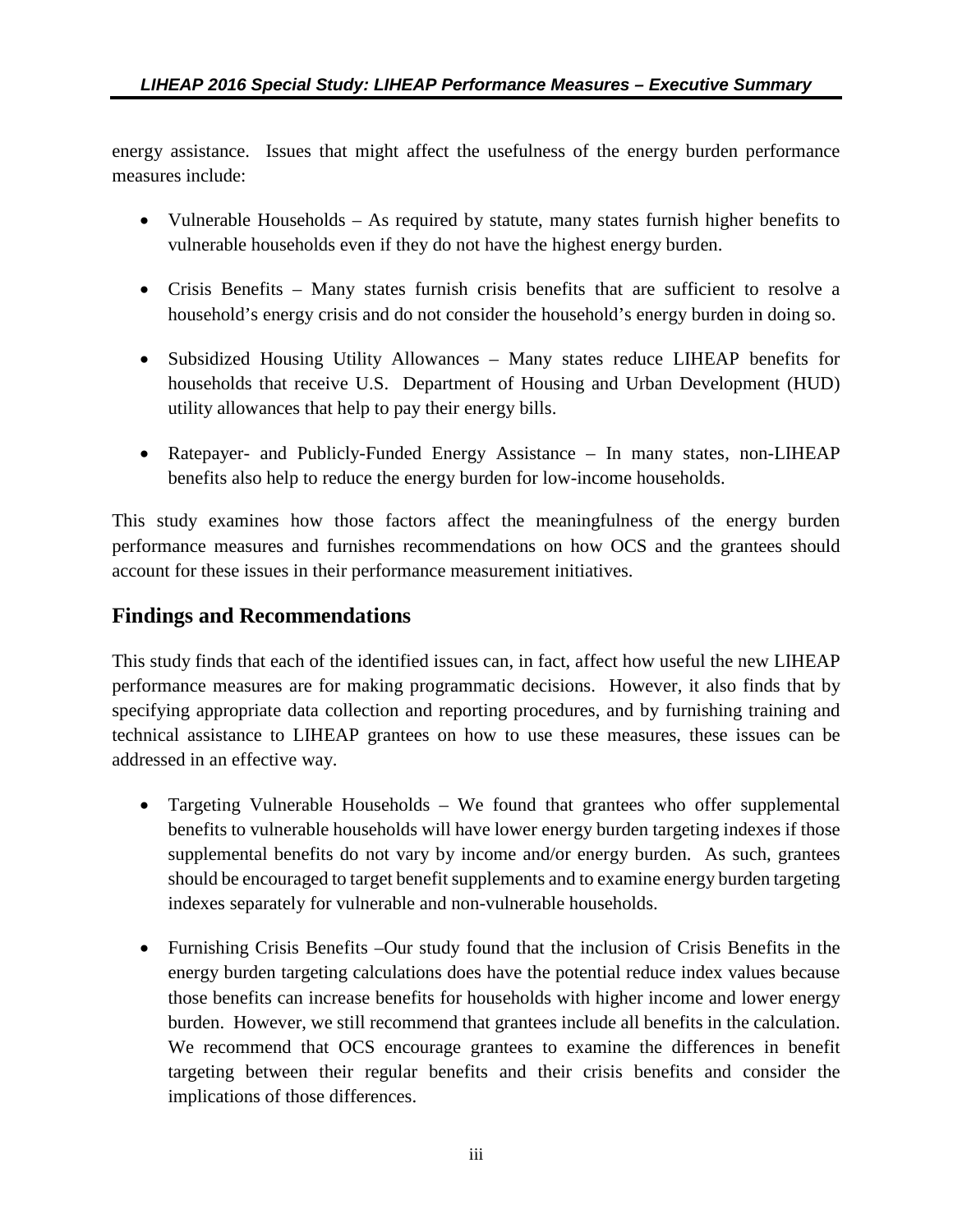energy assistance. Issues that might affect the usefulness of the energy burden performance measures include:

- Vulnerable Households – As required by statute, many states furnish higher benefits to vulnerable households even if they do not have the highest energy burden.
- Crisis Benefits – Many states furnish crisis benefits that are sufficient to resolve a household's energy crisis and do not consider the household's energy burden in doing so.
- Subsidized Housing Utility Allowances – Many states reduce LIHEAP benefits for households that receive U.S. Department of Housing and Urban Development (HUD) utility allowances that help to pay their energy bills.
- Ratepayer- and Publicly-Funded Energy Assistance – In many states, non-LIHEAP benefits also help to reduce the energy burden for low-income households.

This study examines how those factors affect the meaningfulness of the energy burden performance measures and furnishes recommendations on how OCS and the grantees should account for these issues in their performance measurement initiatives.

## Findings and Recommendations

This study finds that each of the identified issues can, in fact, affect how useful the new LIHEAP performance measures are for making programmatic decisions. However, it also finds that by specifying appropriate data collection and reporting procedures, and by furnishing training and technical assistance to LIHEAP grantees on how to use these measures, these issues can be addressed in an effective way.

- Targeting Vulnerable Households – We found that grantees who offer supplemental benefits to vulnerable households will have lower energy burden targeting indexes if those supplemental benefits do not vary by income and/or energy burden. As such, grantees should be encouraged to target benefit supplements and to examine energy burden targeting indexes separately for vulnerable and non-vulnerable households.
- Furnishing Crisis Benefits –Our study found that the inclusion of Crisis Benefits in the energy burden targeting calculations does have the potential reduce index values because those benefits can increase benefits for households with higher income and lower energy burden. However, we still recommend that grantees include all benefits in the calculation. We recommend that OCS encourage grantees to examine the differences in benefit targeting between their regular benefits and their crisis benefits and consider the implications of those differences.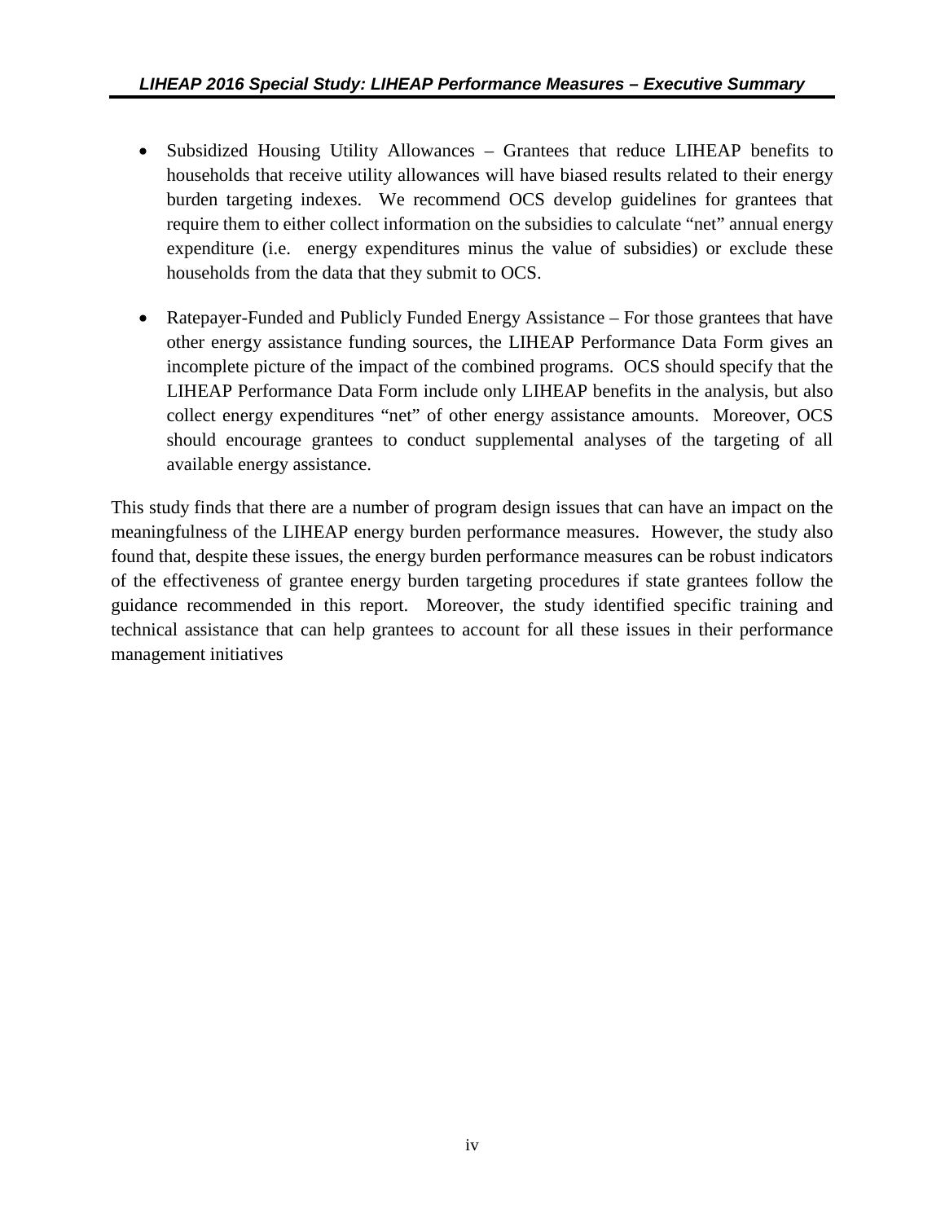- Subsidized Housing Utility Allowances – Grantees that reduce LIHEAP benefits to households that receive utility allowances will have biased results related to their energy burden targeting indexes. We recommend OCS develop guidelines for grantees that require them to either collect information on the subsidies to calculate "net" annual energy expenditure (i.e. energy expenditures minus the value of subsidies) or exclude these households from the data that they submit to OCS.

- Ratepayer-Funded and Publicly Funded Energy Assistance – For those grantees that have other energy assistance funding sources, the LIHEAP Performance Data Form gives an incomplete picture of the impact of the combined programs. OCS should specify that the LIHEAP Performance Data Form include only LIHEAP benefits in the analysis, but also collect energy expenditures "net" of other energy assistance amounts. Moreover, OCS should encourage grantees to conduct supplemental analyses of the targeting of all available energy assistance.

This study finds that there are a number of program design issues that can have an impact on the meaningfulness of the LIHEAP energy burden performance measures. However, the study also found that, despite these issues, the energy burden performance measures can be robust indicators of the effectiveness of grantee energy burden targeting procedures if state grantees follow the guidance recommended in this report. Moreover, the study identified specific training and technical assistance that can help grantees to account for all these issues in their performance management initiatives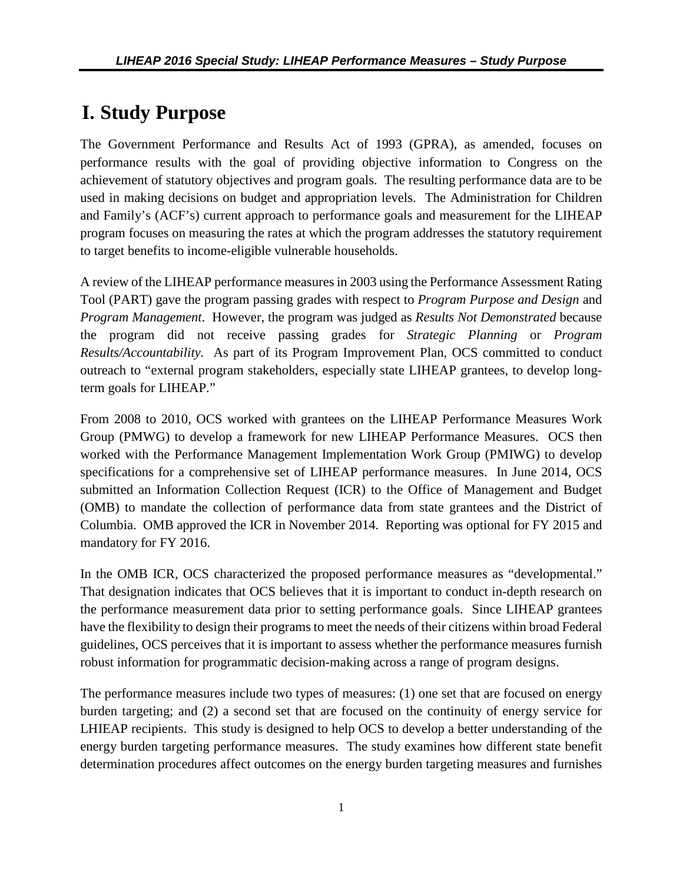# I. Study Purpose

The Government Performance and Results Act of 1993 (GPRA), as amended, focuses on performance results with the goal of providing objective information to Congress on the achievement of statutory objectives and program goals. The resulting performance data are to be used in making decisions on budget and appropriation levels. The Administration for Children and Family's (ACF's) current approach to performance goals and measurement for the LIHEAP program focuses on measuring the rates at which the program addresses the statutory requirement to target benefits to income-eligible vulnerable households.

A review of the LIHEAP performance measures in 2003 using the Performance Assessment Rating Tool (PART) gave the program passing grades with respect to *Program Purpose and Design* and *Program Management*. However, the program was judged as *Results Not Demonstrated* because the program did not receive passing grades for *Strategic Planning* or *Program Results/Accountability.* As part of its Program Improvement Plan, OCS committed to conduct outreach to "external program stakeholders, especially state LIHEAP grantees, to develop long-term goals for LIHEAP."

From 2008 to 2010, OCS worked with grantees on the LIHEAP Performance Measures Work Group (PMWG) to develop a framework for new LIHEAP Performance Measures. OCS then worked with the Performance Management Implementation Work Group (PMIWG) to develop specifications for a comprehensive set of LIHEAP performance measures. In June 2014, OCS submitted an Information Collection Request (ICR) to the Office of Management and Budget (OMB) to mandate the collection of performance data from state grantees and the District of Columbia. OMB approved the ICR in November 2014. Reporting was optional for FY 2015 and mandatory for FY 2016.

In the OMB ICR, OCS characterized the proposed performance measures as "developmental." That designation indicates that OCS believes that it is important to conduct in-depth research on the performance measurement data prior to setting performance goals. Since LIHEAP grantees have the flexibility to design their programs to meet the needs of their citizens within broad Federal guidelines, OCS perceives that it is important to assess whether the performance measures furnish robust information for programmatic decision-making across a range of program designs.

The performance measures include two types of measures: (1) one set that are focused on energy burden targeting; and (2) a second set that are focused on the continuity of energy service for LHIEAP recipients. This study is designed to help OCS to develop a better understanding of the energy burden targeting performance measures. The study examines how different state benefit determination procedures affect outcomes on the energy burden targeting measures and furnishes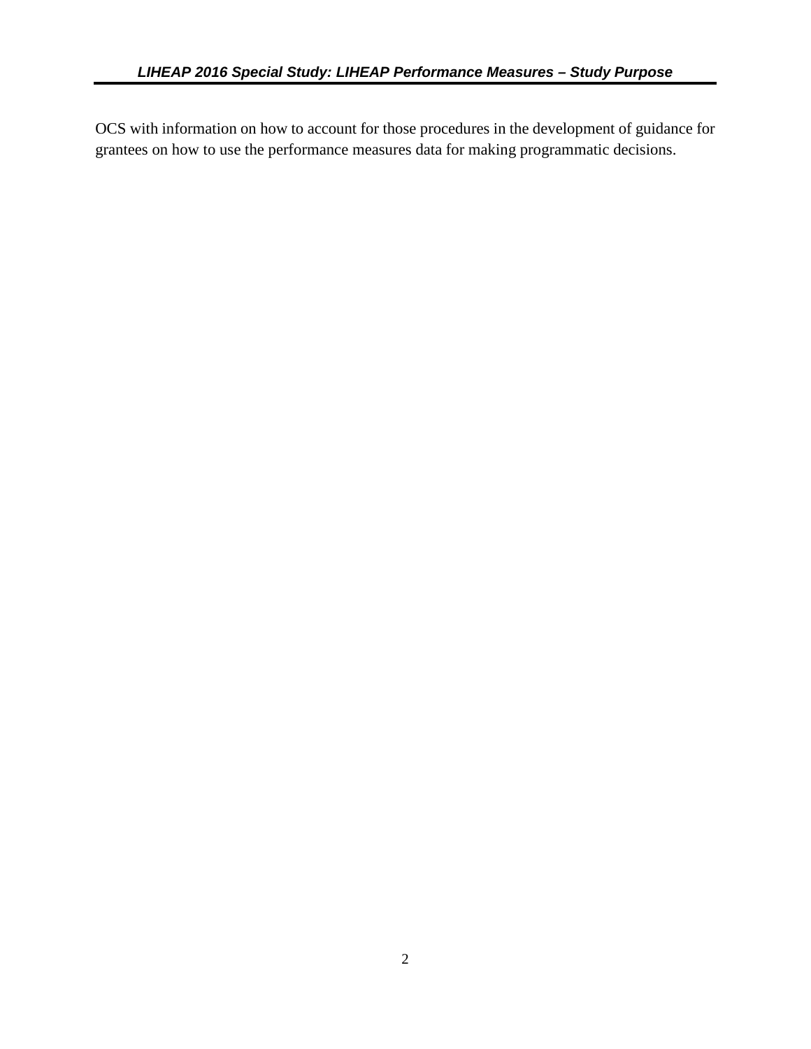OCS with information on how to account for those procedures in the development of guidance for grantees on how to use the performance measures data for making programmatic decisions.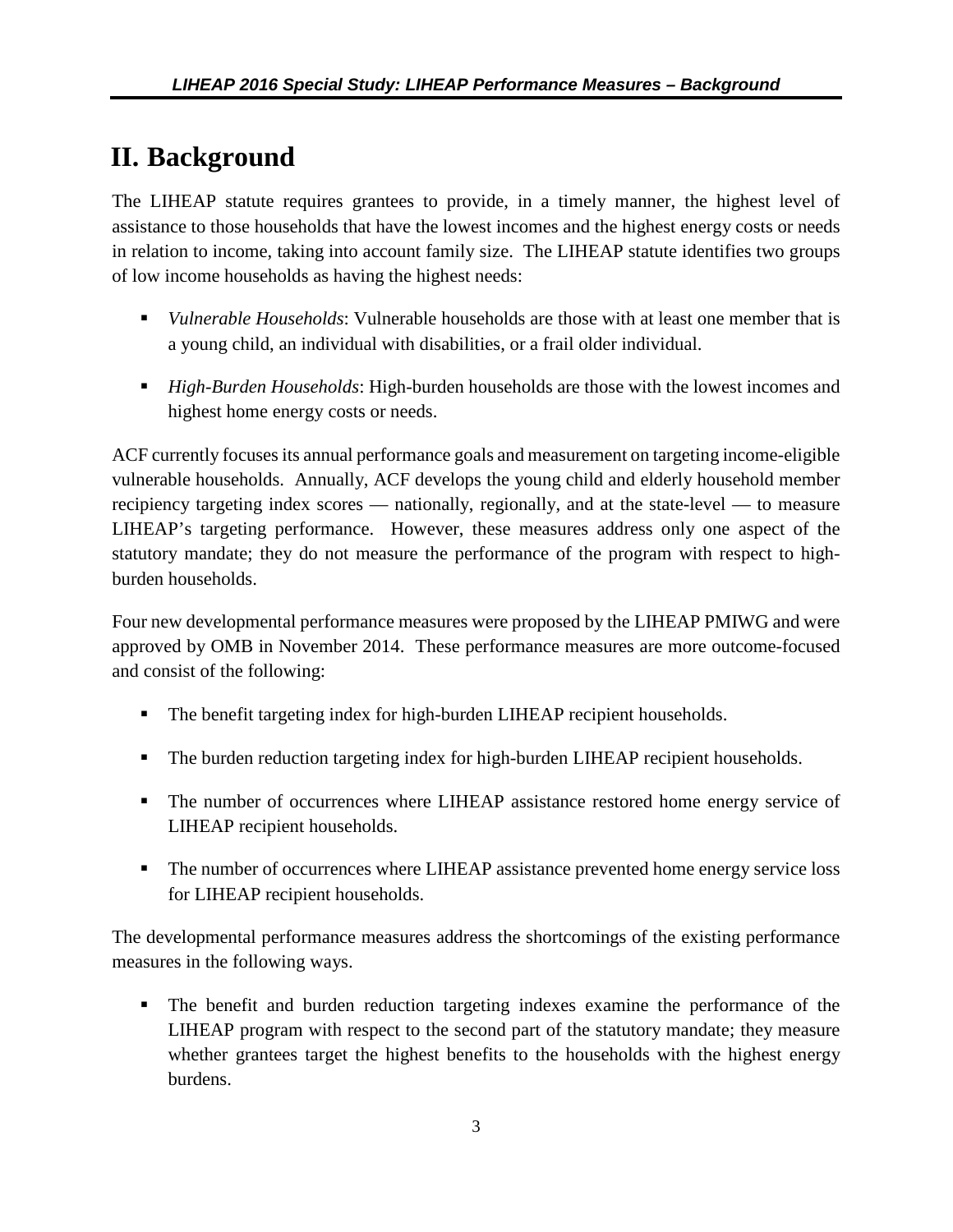# II. Background

The LIHEAP statute requires grantees to provide, in a timely manner, the highest level of assistance to those households that have the lowest incomes and the highest energy costs or needs in relation to income, taking into account family size. The LIHEAP statute identifies two groups of low income households as having the highest needs:

- *Vulnerable Households*: Vulnerable households are those with at least one member that is a young child, an individual with disabilities, or a frail older individual.
- *High-Burden Households*: High-burden households are those with the lowest incomes and highest home energy costs or needs.

ACF currently focuses its annual performance goals and measurement on targeting income-eligible vulnerable households. Annually, ACF develops the young child and elderly household member recipiency targeting index scores — nationally, regionally, and at the state-level — to measure LIHEAP's targeting performance. However, these measures address only one aspect of the statutory mandate; they do not measure the performance of the program with respect to high-burden households.

Four new developmental performance measures were proposed by the LIHEAP PMIWG and were approved by OMB in November 2014. These performance measures are more outcome-focused and consist of the following:

- The benefit targeting index for high-burden LIHEAP recipient households.
- The burden reduction targeting index for high-burden LIHEAP recipient households.
- The number of occurrences where LIHEAP assistance restored home energy service of LIHEAP recipient households.
- The number of occurrences where LIHEAP assistance prevented home energy service loss for LIHEAP recipient households.

The developmental performance measures address the shortcomings of the existing performance measures in the following ways.

- The benefit and burden reduction targeting indexes examine the performance of the LIHEAP program with respect to the second part of the statutory mandate; they measure whether grantees target the highest benefits to the households with the highest energy burdens.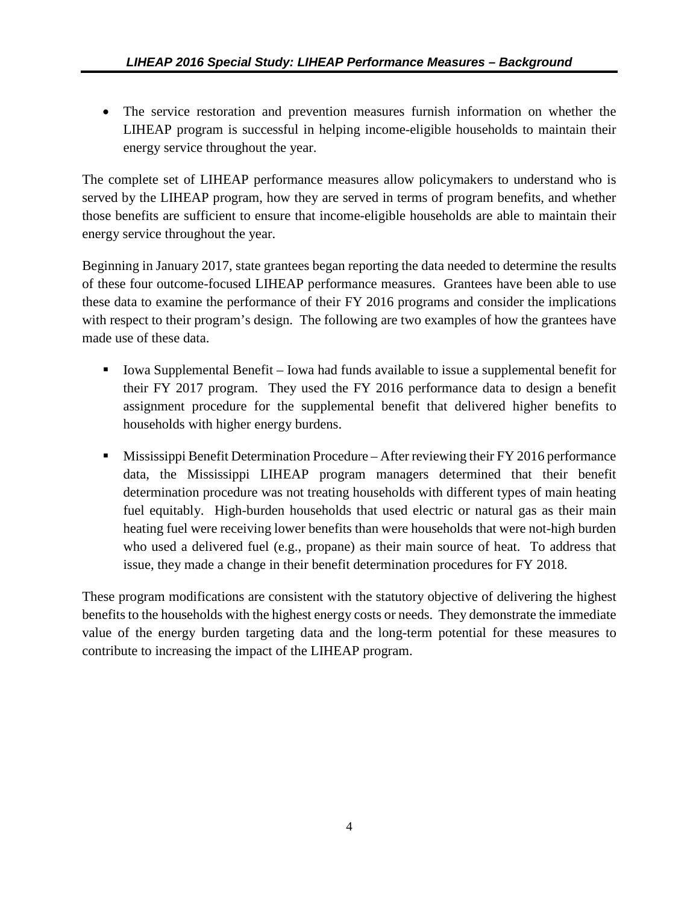- The service restoration and prevention measures furnish information on whether the LIHEAP program is successful in helping income-eligible households to maintain their energy service throughout the year.

The complete set of LIHEAP performance measures allow policymakers to understand who is served by the LIHEAP program, how they are served in terms of program benefits, and whether those benefits are sufficient to ensure that income-eligible households are able to maintain their energy service throughout the year.

Beginning in January 2017, state grantees began reporting the data needed to determine the results of these four outcome-focused LIHEAP performance measures. Grantees have been able to use these data to examine the performance of their FY 2016 programs and consider the implications with respect to their program's design. The following are two examples of how the grantees have made use of these data.

- Iowa Supplemental Benefit – Iowa had funds available to issue a supplemental benefit for their FY 2017 program. They used the FY 2016 performance data to design a benefit assignment procedure for the supplemental benefit that delivered higher benefits to households with higher energy burdens.

- Mississippi Benefit Determination Procedure – After reviewing their FY 2016 performance data, the Mississippi LIHEAP program managers determined that their benefit determination procedure was not treating households with different types of main heating fuel equitably. High-burden households that used electric or natural gas as their main heating fuel were receiving lower benefits than were households that were not-high burden who used a delivered fuel (e.g., propane) as their main source of heat. To address that issue, they made a change in their benefit determination procedures for FY 2018.

These program modifications are consistent with the statutory objective of delivering the highest benefits to the households with the highest energy costs or needs. They demonstrate the immediate value of the energy burden targeting data and the long-term potential for these measures to contribute to increasing the impact of the LIHEAP program.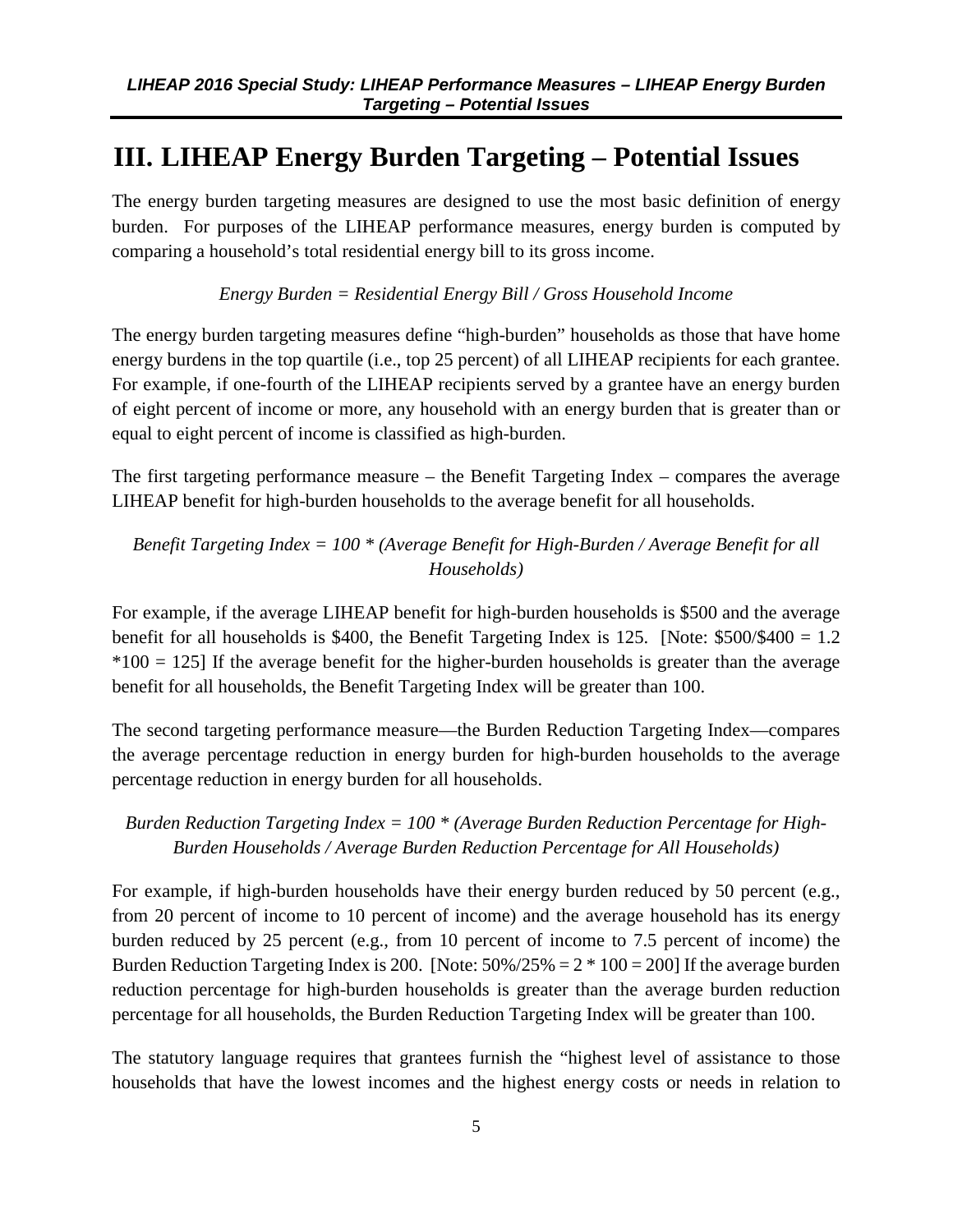# III. LIHEAP Energy Burden Targeting – Potential Issues

The energy burden targeting measures are designed to use the most basic definition of energy burden. For purposes of the LIHEAP performance measures, energy burden is computed by comparing a household's total residential energy bill to its gross income.

*Energy Burden = Residential Energy Bill / Gross Household Income*

The energy burden targeting measures define "high-burden" households as those that have home energy burdens in the top quartile (i.e., top 25 percent) of all LIHEAP recipients for each grantee. For example, if one-fourth of the LIHEAP recipients served by a grantee have an energy burden of eight percent of income or more, any household with an energy burden that is greater than or equal to eight percent of income is classified as high-burden.

The first targeting performance measure – the Benefit Targeting Index – compares the average LIHEAP benefit for high-burden households to the average benefit for all households.

*Benefit Targeting Index = 100 * (Average Benefit for High-Burden / Average Benefit for all Households)*

For example, if the average LIHEAP benefit for high-burden households is $500 and the average benefit for all households is $400, the Benefit Targeting Index is 125. [Note: $500/$400 = 1.2 *100 = 125] If the average benefit for the higher-burden households is greater than the average benefit for all households, the Benefit Targeting Index will be greater than 100.

The second targeting performance measure—the Burden Reduction Targeting Index—compares the average percentage reduction in energy burden for high-burden households to the average percentage reduction in energy burden for all households.

*Burden Reduction Targeting Index = 100 * (Average Burden Reduction Percentage for High-Burden Households / Average Burden Reduction Percentage for All Households)*

For example, if high-burden households have their energy burden reduced by 50 percent (e.g., from 20 percent of income to 10 percent of income) and the average household has its energy burden reduced by 25 percent (e.g., from 10 percent of income to 7.5 percent of income) the Burden Reduction Targeting Index is 200. [Note: 50%/25% = 2 * 100 = 200] If the average burden reduction percentage for high-burden households is greater than the average burden reduction percentage for all households, the Burden Reduction Targeting Index will be greater than 100.

The statutory language requires that grantees furnish the "highest level of assistance to those households that have the lowest incomes and the highest energy costs or needs in relation to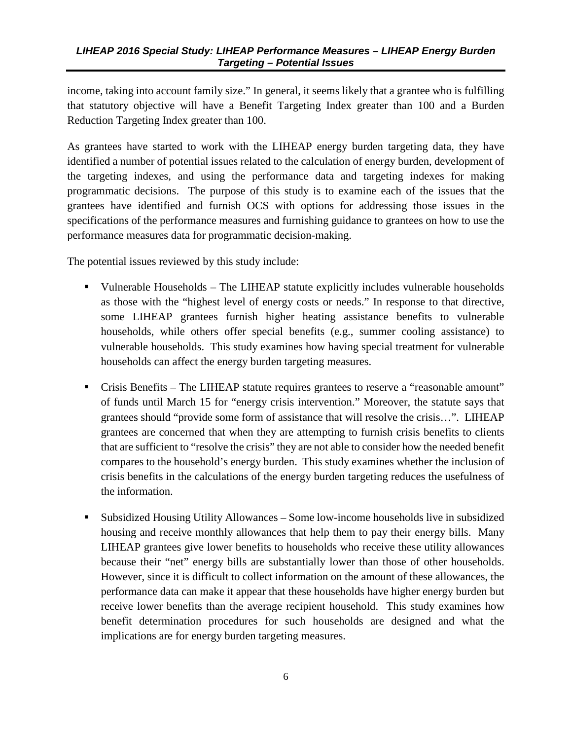income, taking into account family size." In general, it seems likely that a grantee who is fulfilling that statutory objective will have a Benefit Targeting Index greater than 100 and a Burden Reduction Targeting Index greater than 100.

As grantees have started to work with the LIHEAP energy burden targeting data, they have identified a number of potential issues related to the calculation of energy burden, development of the targeting indexes, and using the performance data and targeting indexes for making programmatic decisions. The purpose of this study is to examine each of the issues that the grantees have identified and furnish OCS with options for addressing those issues in the specifications of the performance measures and furnishing guidance to grantees on how to use the performance measures data for programmatic decision-making.

The potential issues reviewed by this study include:

- Vulnerable Households – The LIHEAP statute explicitly includes vulnerable households as those with the "highest level of energy costs or needs." In response to that directive, some LIHEAP grantees furnish higher heating assistance benefits to vulnerable households, while others offer special benefits (e.g., summer cooling assistance) to vulnerable households. This study examines how having special treatment for vulnerable households can affect the energy burden targeting measures.
- Crisis Benefits – The LIHEAP statute requires grantees to reserve a "reasonable amount" of funds until March 15 for "energy crisis intervention." Moreover, the statute says that grantees should "provide some form of assistance that will resolve the crisis…". LIHEAP grantees are concerned that when they are attempting to furnish crisis benefits to clients that are sufficient to "resolve the crisis" they are not able to consider how the needed benefit compares to the household's energy burden. This study examines whether the inclusion of crisis benefits in the calculations of the energy burden targeting reduces the usefulness of the information.
- Subsidized Housing Utility Allowances – Some low-income households live in subsidized housing and receive monthly allowances that help them to pay their energy bills. Many LIHEAP grantees give lower benefits to households who receive these utility allowances because their "net" energy bills are substantially lower than those of other households. However, since it is difficult to collect information on the amount of these allowances, the performance data can make it appear that these households have higher energy burden but receive lower benefits than the average recipient household. This study examines how benefit determination procedures for such households are designed and what the implications are for energy burden targeting measures.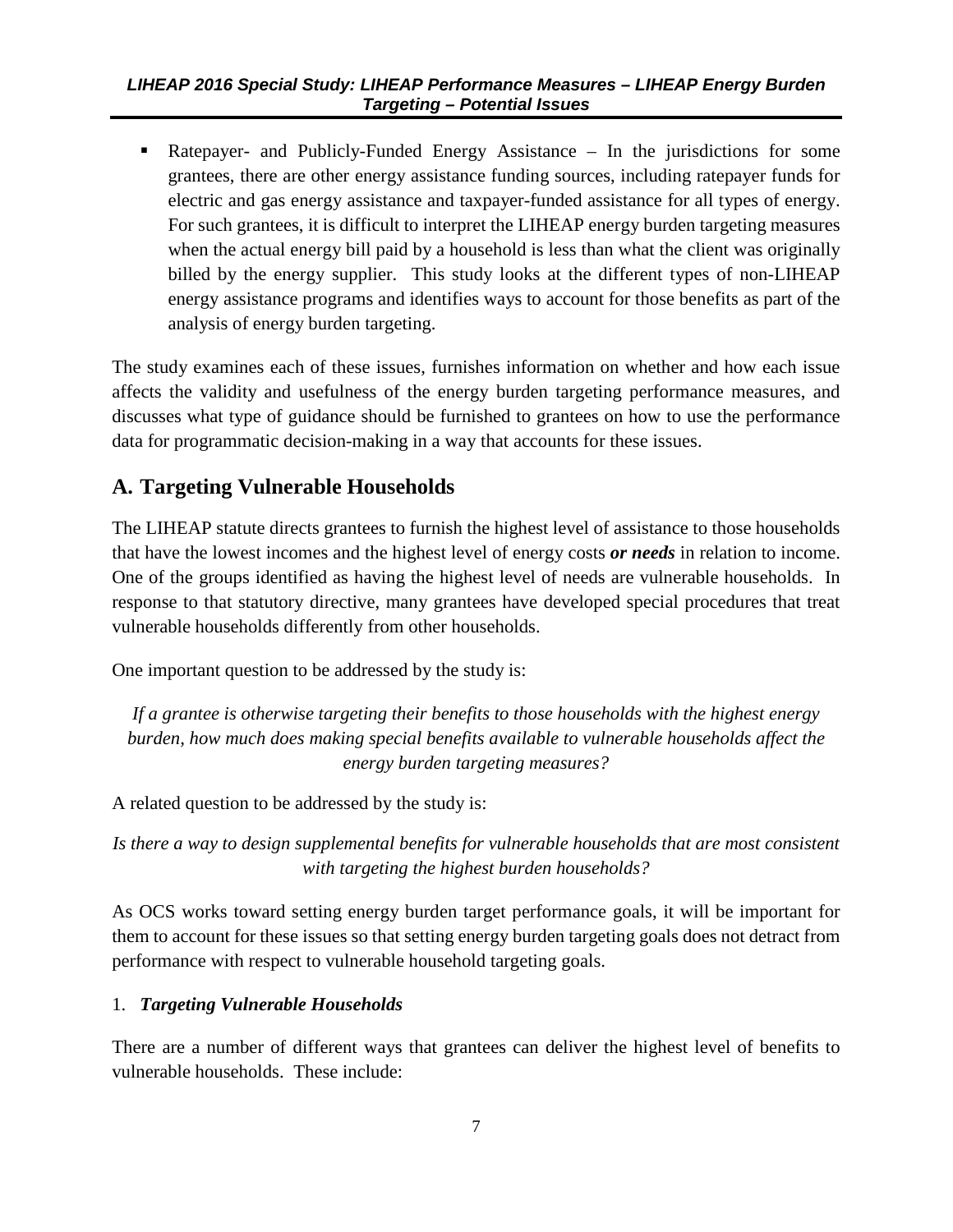- Ratepayer- and Publicly-Funded Energy Assistance – In the jurisdictions for some grantees, there are other energy assistance funding sources, including ratepayer funds for electric and gas energy assistance and taxpayer-funded assistance for all types of energy. For such grantees, it is difficult to interpret the LIHEAP energy burden targeting measures when the actual energy bill paid by a household is less than what the client was originally billed by the energy supplier. This study looks at the different types of non-LIHEAP energy assistance programs and identifies ways to account for those benefits as part of the analysis of energy burden targeting.

The study examines each of these issues, furnishes information on whether and how each issue affects the validity and usefulness of the energy burden targeting performance measures, and discusses what type of guidance should be furnished to grantees on how to use the performance data for programmatic decision-making in a way that accounts for these issues.

## A. Targeting Vulnerable Households

The LIHEAP statute directs grantees to furnish the highest level of assistance to those households that have the lowest incomes and the highest level of energy costs ***or needs*** in relation to income. One of the groups identified as having the highest level of needs are vulnerable households. In response to that statutory directive, many grantees have developed special procedures that treat vulnerable households differently from other households.

One important question to be addressed by the study is:

*If a grantee is otherwise targeting their benefits to those households with the highest energy burden, how much does making special benefits available to vulnerable households affect the energy burden targeting measures?*

A related question to be addressed by the study is:

*Is there a way to design supplemental benefits for vulnerable households that are most consistent with targeting the highest burden households?*

As OCS works toward setting energy burden target performance goals, it will be important for them to account for these issues so that setting energy burden targeting goals does not detract from performance with respect to vulnerable household targeting goals.

### 1. *Targeting Vulnerable Households*

There are a number of different ways that grantees can deliver the highest level of benefits to vulnerable households. These include: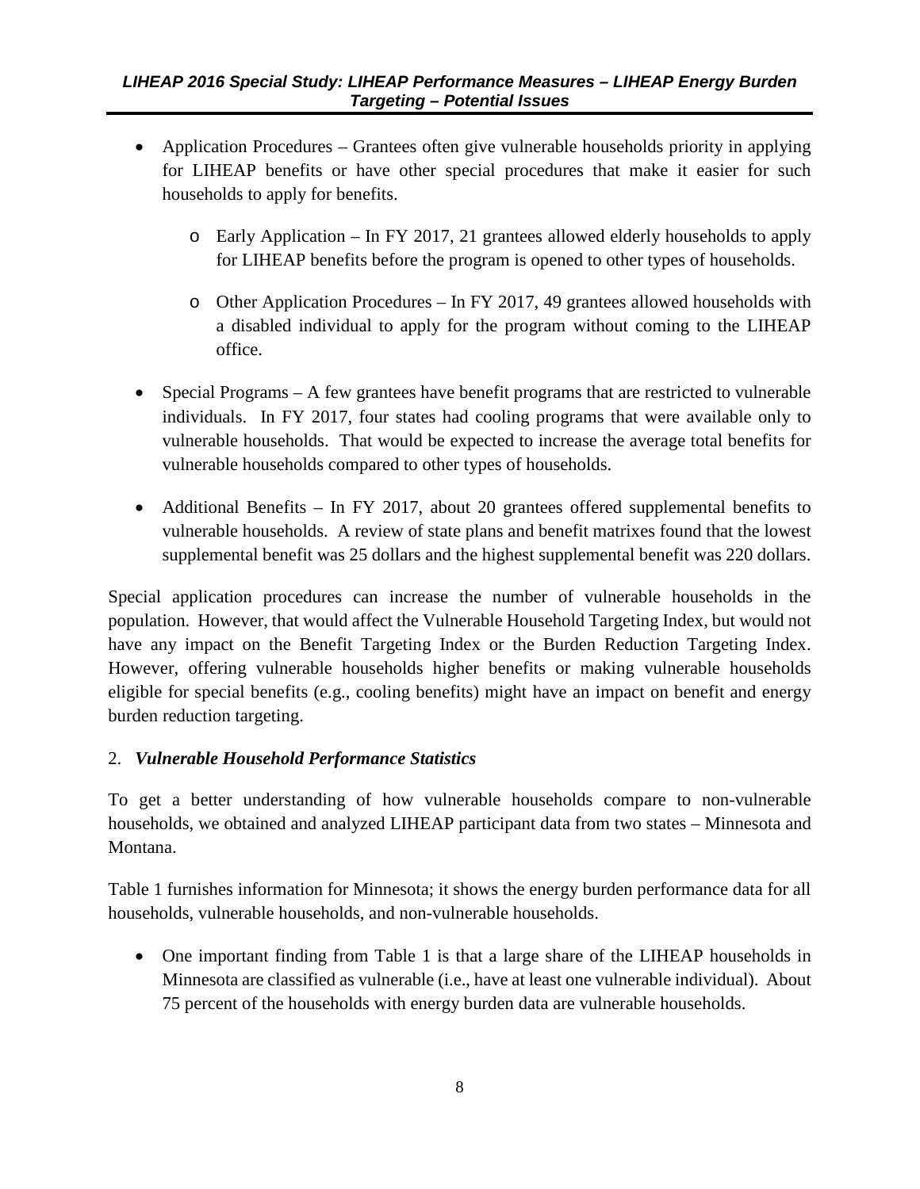- Application Procedures – Grantees often give vulnerable households priority in applying for LIHEAP benefits or have other special procedures that make it easier for such households to apply for benefits.
  - Early Application – In FY 2017, 21 grantees allowed elderly households to apply for LIHEAP benefits before the program is opened to other types of households.
  - Other Application Procedures – In FY 2017, 49 grantees allowed households with a disabled individual to apply for the program without coming to the LIHEAP office.
- Special Programs – A few grantees have benefit programs that are restricted to vulnerable individuals. In FY 2017, four states had cooling programs that were available only to vulnerable households. That would be expected to increase the average total benefits for vulnerable households compared to other types of households.
- Additional Benefits – In FY 2017, about 20 grantees offered supplemental benefits to vulnerable households. A review of state plans and benefit matrixes found that the lowest supplemental benefit was 25 dollars and the highest supplemental benefit was 220 dollars.

Special application procedures can increase the number of vulnerable households in the population. However, that would affect the Vulnerable Household Targeting Index, but would not have any impact on the Benefit Targeting Index or the Burden Reduction Targeting Index. However, offering vulnerable households higher benefits or making vulnerable households eligible for special benefits (e.g., cooling benefits) might have an impact on benefit and energy burden reduction targeting.

### 2. *Vulnerable Household Performance Statistics*

To get a better understanding of how vulnerable households compare to non-vulnerable households, we obtained and analyzed LIHEAP participant data from two states – Minnesota and Montana.

Table 1 furnishes information for Minnesota; it shows the energy burden performance data for all households, vulnerable households, and non-vulnerable households.

- One important finding from Table 1 is that a large share of the LIHEAP households in Minnesota are classified as vulnerable (i.e., have at least one vulnerable individual). About 75 percent of the households with energy burden data are vulnerable households.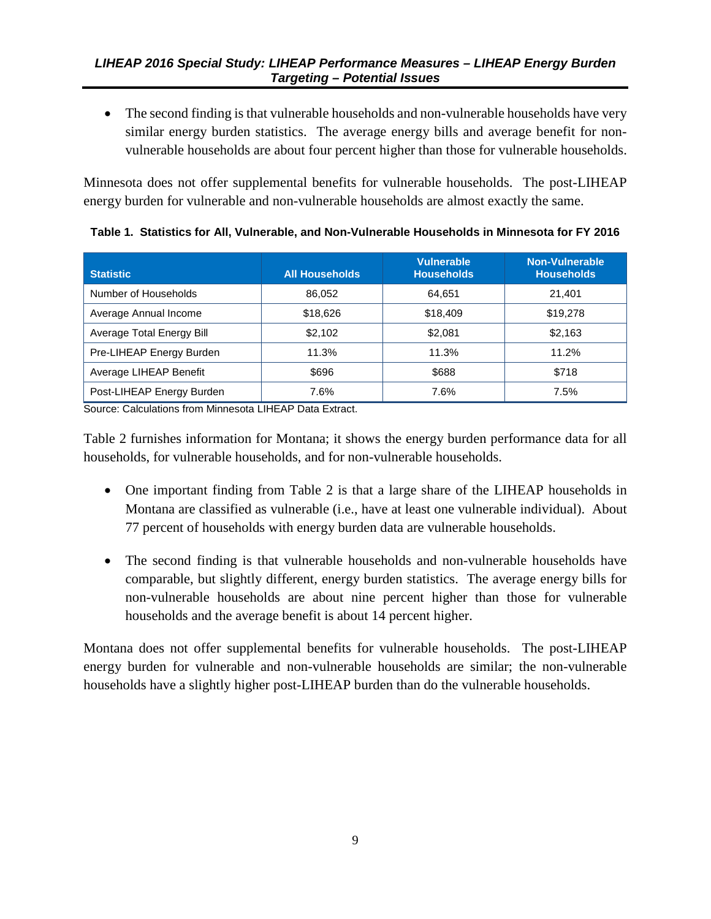- The second finding is that vulnerable households and non-vulnerable households have very similar energy burden statistics. The average energy bills and average benefit for non-vulnerable households are about four percent higher than those for vulnerable households.

Minnesota does not offer supplemental benefits for vulnerable households. The post-LIHEAP energy burden for vulnerable and non-vulnerable households are almost exactly the same.

**Table 1. Statistics for All, Vulnerable, and Non-Vulnerable Households in Minnesota for FY 2016**

| Statistic | All Households | Vulnerable Households | Non-Vulnerable Households |
|---|---|---|---|
| Number of Households | 86,052 | 64,651 | 21,401 |
| Average Annual Income | $18,626 | $18,409 | $19,278 |
| Average Total Energy Bill | $2,102 | $2,081 | $2,163 |
| Pre-LIHEAP Energy Burden | 11.3% | 11.3% | 11.2% |
| Average LIHEAP Benefit | $696 | $688 | $718 |
| Post-LIHEAP Energy Burden | 7.6% | 7.6% | 7.5% |

Source: Calculations from Minnesota LIHEAP Data Extract.

Table 2 furnishes information for Montana; it shows the energy burden performance data for all households, for vulnerable households, and for non-vulnerable households.

- One important finding from Table 2 is that a large share of the LIHEAP households in Montana are classified as vulnerable (i.e., have at least one vulnerable individual). About 77 percent of households with energy burden data are vulnerable households.

- The second finding is that vulnerable households and non-vulnerable households have comparable, but slightly different, energy burden statistics. The average energy bills for non-vulnerable households are about nine percent higher than those for vulnerable households and the average benefit is about 14 percent higher.

Montana does not offer supplemental benefits for vulnerable households. The post-LIHEAP energy burden for vulnerable and non-vulnerable households are similar; the non-vulnerable households have a slightly higher post-LIHEAP burden than do the vulnerable households.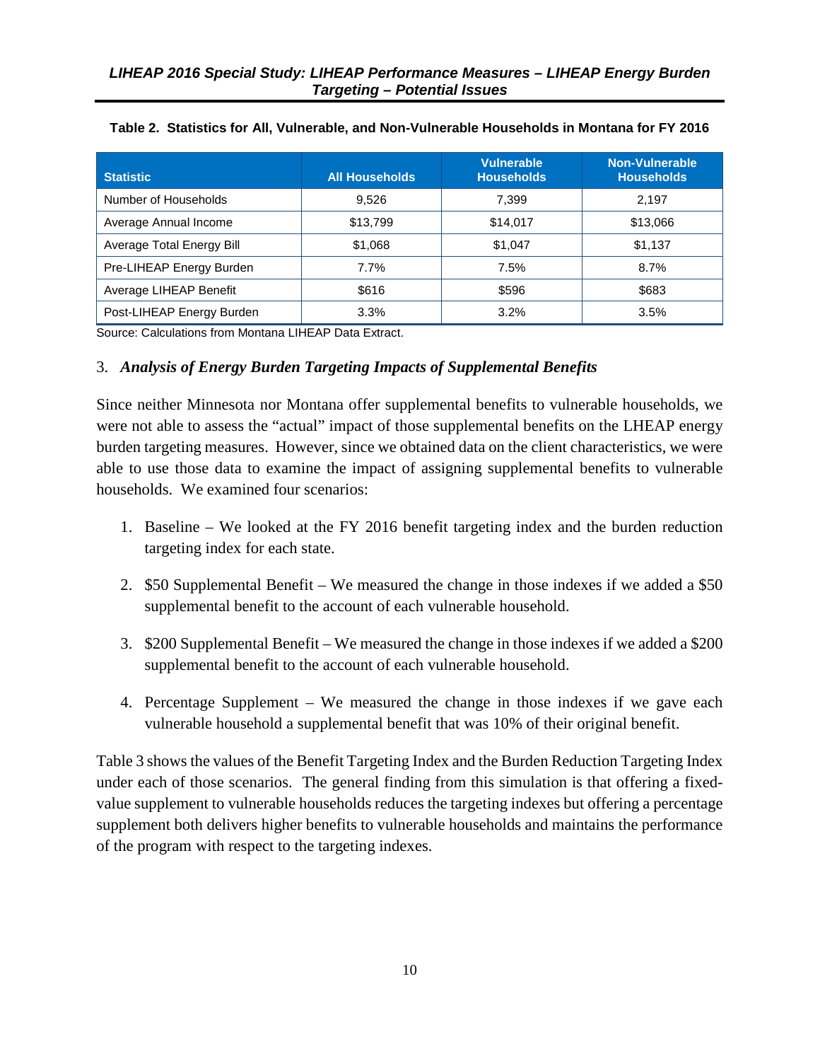**Table 2. Statistics for All, Vulnerable, and Non-Vulnerable Households in Montana for FY 2016**

| Statistic | All Households | Vulnerable Households | Non-Vulnerable Households |
|---|---|---|---|
| Number of Households | 9,526 | 7,399 | 2,197 |
| Average Annual Income | $13,799 | $14,017 | $13,066 |
| Average Total Energy Bill | $1,068 | $1,047 | $1,137 |
| Pre-LIHEAP Energy Burden | 7.7% | 7.5% | 8.7% |
| Average LIHEAP Benefit | $616 | $596 | $683 |
| Post-LIHEAP Energy Burden | 3.3% | 3.2% | 3.5% |

Source: Calculations from Montana LIHEAP Data Extract.

### 3. *Analysis of Energy Burden Targeting Impacts of Supplemental Benefits*

Since neither Minnesota nor Montana offer supplemental benefits to vulnerable households, we were not able to assess the "actual" impact of those supplemental benefits on the LHEAP energy burden targeting measures. However, since we obtained data on the client characteristics, we were able to use those data to examine the impact of assigning supplemental benefits to vulnerable households. We examined four scenarios:

1. Baseline – We looked at the FY 2016 benefit targeting index and the burden reduction targeting index for each state.

2. $50 Supplemental Benefit – We measured the change in those indexes if we added a $50 supplemental benefit to the account of each vulnerable household.

3. $200 Supplemental Benefit – We measured the change in those indexes if we added a $200 supplemental benefit to the account of each vulnerable household.

4. Percentage Supplement – We measured the change in those indexes if we gave each vulnerable household a supplemental benefit that was 10% of their original benefit.

Table 3 shows the values of the Benefit Targeting Index and the Burden Reduction Targeting Index under each of those scenarios. The general finding from this simulation is that offering a fixed-value supplement to vulnerable households reduces the targeting indexes but offering a percentage supplement both delivers higher benefits to vulnerable households and maintains the performance of the program with respect to the targeting indexes.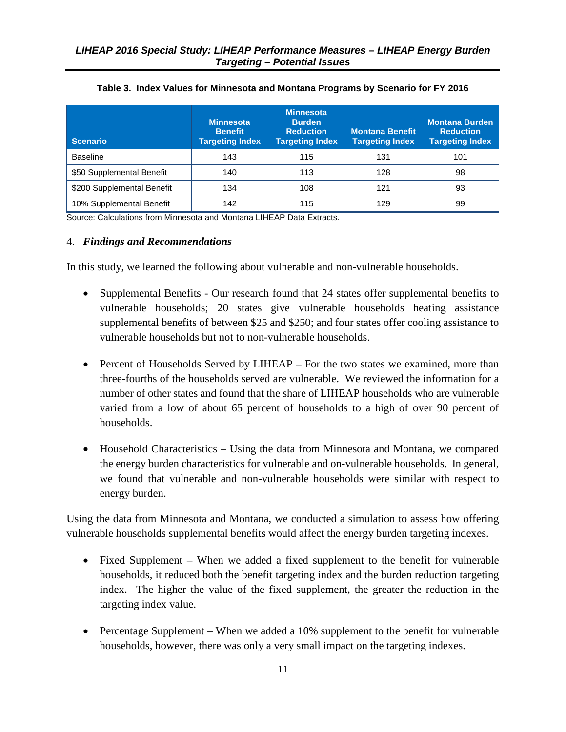**Table 3. Index Values for Minnesota and Montana Programs by Scenario for FY 2016**

| Scenario | Minnesota Benefit Targeting Index | Minnesota Burden Reduction Targeting Index | Montana Benefit Targeting Index | Montana Burden Reduction Targeting Index |
|---|---|---|---|---|
| Baseline | 143 | 115 | 131 | 101 |
| $50 Supplemental Benefit | 140 | 113 | 128 | 98 |
| $200 Supplemental Benefit | 134 | 108 | 121 | 93 |
| 10% Supplemental Benefit | 142 | 115 | 129 | 99 |

Source: Calculations from Minnesota and Montana LIHEAP Data Extracts.

## 4. *Findings and Recommendations*

In this study, we learned the following about vulnerable and non-vulnerable households.

- Supplemental Benefits - Our research found that 24 states offer supplemental benefits to vulnerable households; 20 states give vulnerable households heating assistance supplemental benefits of between $25 and $250; and four states offer cooling assistance to vulnerable households but not to non-vulnerable households.

- Percent of Households Served by LIHEAP – For the two states we examined, more than three-fourths of the households served are vulnerable. We reviewed the information for a number of other states and found that the share of LIHEAP households who are vulnerable varied from a low of about 65 percent of households to a high of over 90 percent of households.

- Household Characteristics – Using the data from Minnesota and Montana, we compared the energy burden characteristics for vulnerable and on-vulnerable households. In general, we found that vulnerable and non-vulnerable households were similar with respect to energy burden.

Using the data from Minnesota and Montana, we conducted a simulation to assess how offering vulnerable households supplemental benefits would affect the energy burden targeting indexes.

- Fixed Supplement – When we added a fixed supplement to the benefit for vulnerable households, it reduced both the benefit targeting index and the burden reduction targeting index. The higher the value of the fixed supplement, the greater the reduction in the targeting index value.

- Percentage Supplement – When we added a 10% supplement to the benefit for vulnerable households, however, there was only a very small impact on the targeting indexes.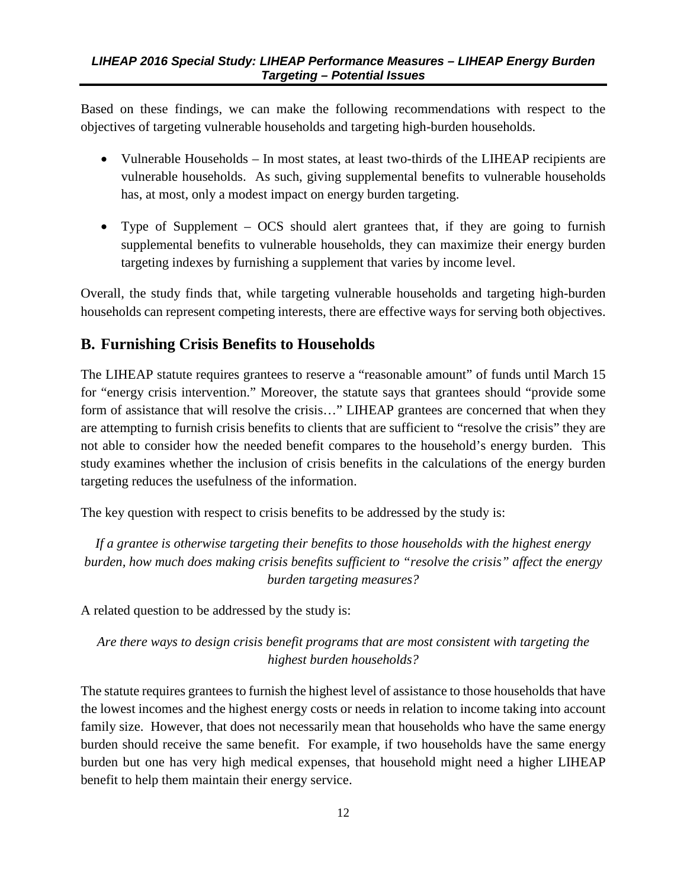Based on these findings, we can make the following recommendations with respect to the objectives of targeting vulnerable households and targeting high-burden households.

- Vulnerable Households – In most states, at least two-thirds of the LIHEAP recipients are vulnerable households. As such, giving supplemental benefits to vulnerable households has, at most, only a modest impact on energy burden targeting.
- Type of Supplement – OCS should alert grantees that, if they are going to furnish supplemental benefits to vulnerable households, they can maximize their energy burden targeting indexes by furnishing a supplement that varies by income level.

Overall, the study finds that, while targeting vulnerable households and targeting high-burden households can represent competing interests, there are effective ways for serving both objectives.

## B. Furnishing Crisis Benefits to Households

The LIHEAP statute requires grantees to reserve a "reasonable amount" of funds until March 15 for "energy crisis intervention." Moreover, the statute says that grantees should "provide some form of assistance that will resolve the crisis…" LIHEAP grantees are concerned that when they are attempting to furnish crisis benefits to clients that are sufficient to "resolve the crisis" they are not able to consider how the needed benefit compares to the household's energy burden. This study examines whether the inclusion of crisis benefits in the calculations of the energy burden targeting reduces the usefulness of the information.

The key question with respect to crisis benefits to be addressed by the study is:

*If a grantee is otherwise targeting their benefits to those households with the highest energy burden, how much does making crisis benefits sufficient to "resolve the crisis" affect the energy burden targeting measures?*

A related question to be addressed by the study is:

*Are there ways to design crisis benefit programs that are most consistent with targeting the highest burden households?*

The statute requires grantees to furnish the highest level of assistance to those households that have the lowest incomes and the highest energy costs or needs in relation to income taking into account family size. However, that does not necessarily mean that households who have the same energy burden should receive the same benefit. For example, if two households have the same energy burden but one has very high medical expenses, that household might need a higher LIHEAP benefit to help them maintain their energy service.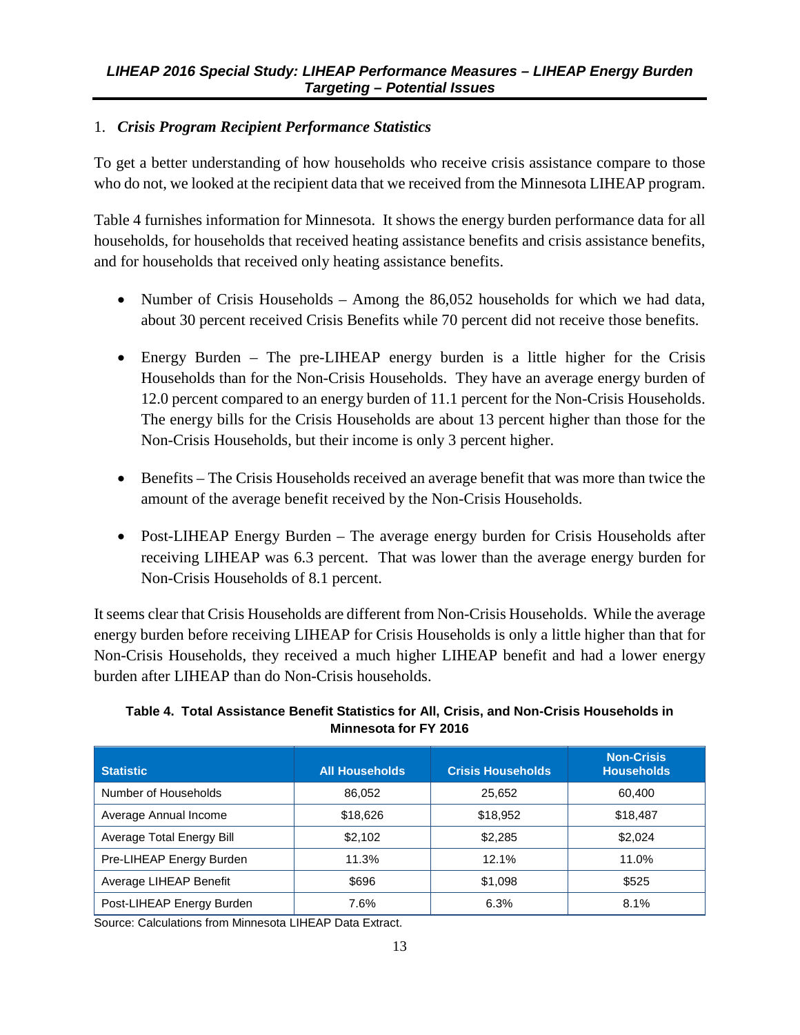1. ***Crisis Program Recipient Performance Statistics***

To get a better understanding of how households who receive crisis assistance compare to those who do not, we looked at the recipient data that we received from the Minnesota LIHEAP program.

Table 4 furnishes information for Minnesota. It shows the energy burden performance data for all households, for households that received heating assistance benefits and crisis assistance benefits, and for households that received only heating assistance benefits.

- Number of Crisis Households – Among the 86,052 households for which we had data, about 30 percent received Crisis Benefits while 70 percent did not receive those benefits.

- Energy Burden – The pre-LIHEAP energy burden is a little higher for the Crisis Households than for the Non-Crisis Households. They have an average energy burden of 12.0 percent compared to an energy burden of 11.1 percent for the Non-Crisis Households. The energy bills for the Crisis Households are about 13 percent higher than those for the Non-Crisis Households, but their income is only 3 percent higher.

- Benefits – The Crisis Households received an average benefit that was more than twice the amount of the average benefit received by the Non-Crisis Households.

- Post-LIHEAP Energy Burden – The average energy burden for Crisis Households after receiving LIHEAP was 6.3 percent. That was lower than the average energy burden for Non-Crisis Households of 8.1 percent.

It seems clear that Crisis Households are different from Non-Crisis Households. While the average energy burden before receiving LIHEAP for Crisis Households is only a little higher than that for Non-Crisis Households, they received a much higher LIHEAP benefit and had a lower energy burden after LIHEAP than do Non-Crisis households.

**Table 4. Total Assistance Benefit Statistics for All, Crisis, and Non-Crisis Households in Minnesota for FY 2016**

| Statistic | All Households | Crisis Households | Non-Crisis Households |
|---|---|---|---|
| Number of Households | 86,052 | 25,652 | 60,400 |
| Average Annual Income | $18,626 | $18,952 | $18,487 |
| Average Total Energy Bill | $2,102 | $2,285 | $2,024 |
| Pre-LIHEAP Energy Burden | 11.3% | 12.1% | 11.0% |
| Average LIHEAP Benefit | $696 | $1,098 | $525 |
| Post-LIHEAP Energy Burden | 7.6% | 6.3% | 8.1% |

Source: Calculations from Minnesota LIHEAP Data Extract.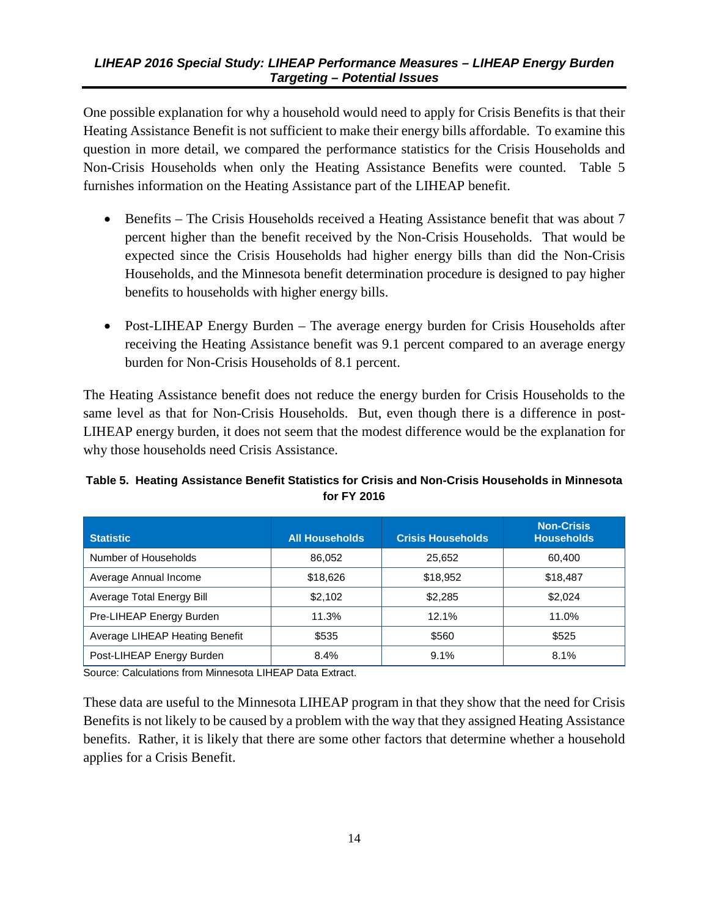One possible explanation for why a household would need to apply for Crisis Benefits is that their Heating Assistance Benefit is not sufficient to make their energy bills affordable. To examine this question in more detail, we compared the performance statistics for the Crisis Households and Non-Crisis Households when only the Heating Assistance Benefits were counted. Table 5 furnishes information on the Heating Assistance part of the LIHEAP benefit.

- Benefits – The Crisis Households received a Heating Assistance benefit that was about 7 percent higher than the benefit received by the Non-Crisis Households. That would be expected since the Crisis Households had higher energy bills than did the Non-Crisis Households, and the Minnesota benefit determination procedure is designed to pay higher benefits to households with higher energy bills.
- Post-LIHEAP Energy Burden – The average energy burden for Crisis Households after receiving the Heating Assistance benefit was 9.1 percent compared to an average energy burden for Non-Crisis Households of 8.1 percent.

The Heating Assistance benefit does not reduce the energy burden for Crisis Households to the same level as that for Non-Crisis Households. But, even though there is a difference in post-LIHEAP energy burden, it does not seem that the modest difference would be the explanation for why those households need Crisis Assistance.

**Table 5. Heating Assistance Benefit Statistics for Crisis and Non-Crisis Households in Minnesota for FY 2016**

| Statistic | All Households | Crisis Households | Non-Crisis Households |
|---|---|---|---|
| Number of Households | 86,052 | 25,652 | 60,400 |
| Average Annual Income | $18,626 | $18,952 | $18,487 |
| Average Total Energy Bill | $2,102 | $2,285 | $2,024 |
| Pre-LIHEAP Energy Burden | 11.3% | 12.1% | 11.0% |
| Average LIHEAP Heating Benefit | $535 | $560 | $525 |
| Post-LIHEAP Energy Burden | 8.4% | 9.1% | 8.1% |

Source: Calculations from Minnesota LIHEAP Data Extract.

These data are useful to the Minnesota LIHEAP program in that they show that the need for Crisis Benefits is not likely to be caused by a problem with the way that they assigned Heating Assistance benefits. Rather, it is likely that there are some other factors that determine whether a household applies for a Crisis Benefit.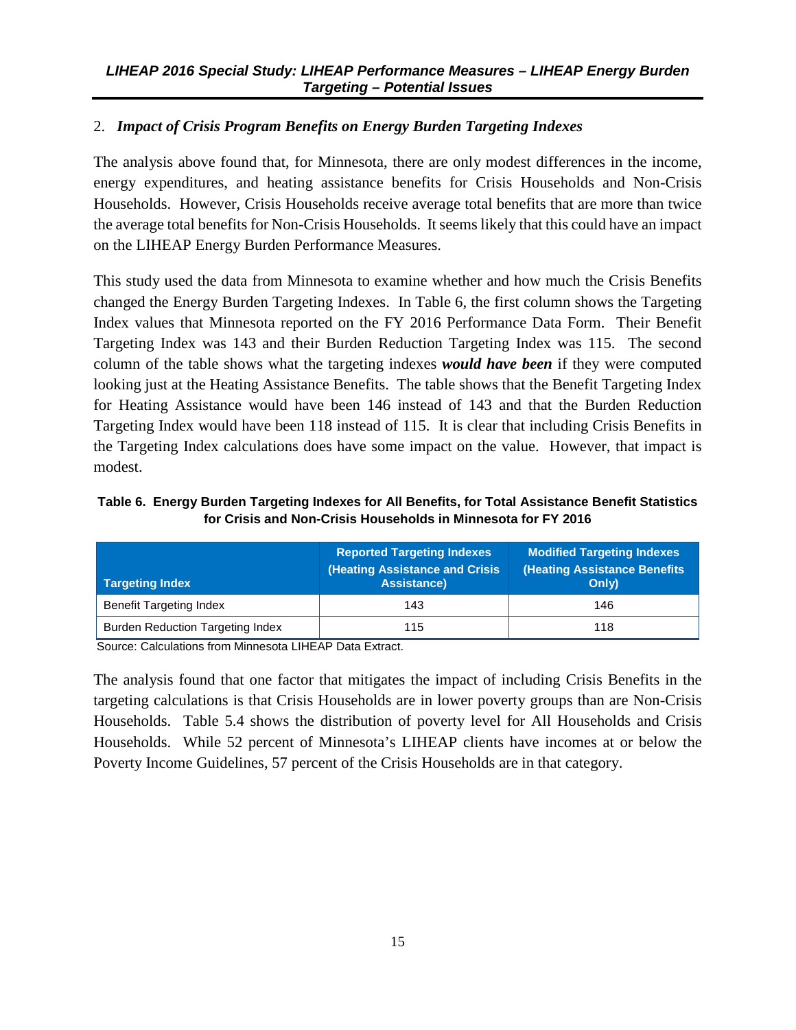## 2. *Impact of Crisis Program Benefits on Energy Burden Targeting Indexes*

The analysis above found that, for Minnesota, there are only modest differences in the income, energy expenditures, and heating assistance benefits for Crisis Households and Non-Crisis Households. However, Crisis Households receive average total benefits that are more than twice the average total benefits for Non-Crisis Households. It seems likely that this could have an impact on the LIHEAP Energy Burden Performance Measures.

This study used the data from Minnesota to examine whether and how much the Crisis Benefits changed the Energy Burden Targeting Indexes. In Table 6, the first column shows the Targeting Index values that Minnesota reported on the FY 2016 Performance Data Form. Their Benefit Targeting Index was 143 and their Burden Reduction Targeting Index was 115. The second column of the table shows what the targeting indexes ***would have been*** if they were computed looking just at the Heating Assistance Benefits. The table shows that the Benefit Targeting Index for Heating Assistance would have been 146 instead of 143 and that the Burden Reduction Targeting Index would have been 118 instead of 115. It is clear that including Crisis Benefits in the Targeting Index calculations does have some impact on the value. However, that impact is modest.

**Table 6. Energy Burden Targeting Indexes for All Benefits, for Total Assistance Benefit Statistics for Crisis and Non-Crisis Households in Minnesota for FY 2016**

| Targeting Index | Reported Targeting Indexes (Heating Assistance and Crisis Assistance) | Modified Targeting Indexes (Heating Assistance Benefits Only) |
|---|---|---|
| Benefit Targeting Index | 143 | 146 |
| Burden Reduction Targeting Index | 115 | 118 |

Source: Calculations from Minnesota LIHEAP Data Extract.

The analysis found that one factor that mitigates the impact of including Crisis Benefits in the targeting calculations is that Crisis Households are in lower poverty groups than are Non-Crisis Households. Table 5.4 shows the distribution of poverty level for All Households and Crisis Households. While 52 percent of Minnesota's LIHEAP clients have incomes at or below the Poverty Income Guidelines, 57 percent of the Crisis Households are in that category.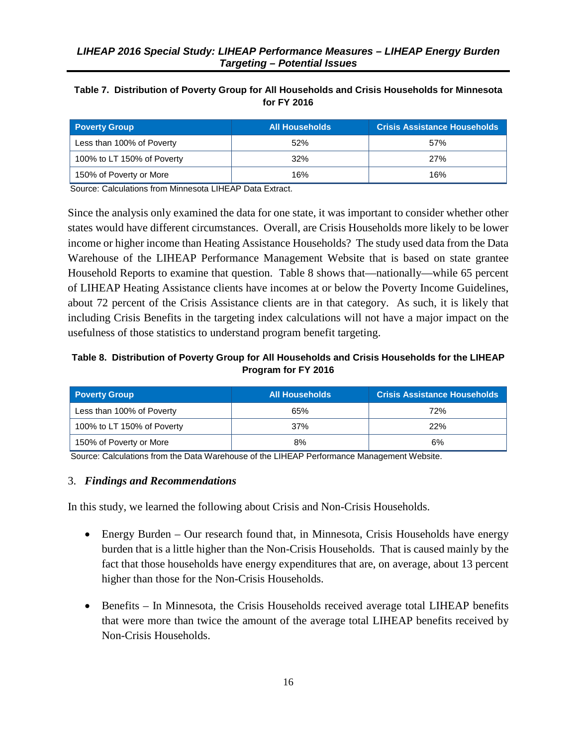**Table 7. Distribution of Poverty Group for All Households and Crisis Households for Minnesota for FY 2016**

| Poverty Group | All Households | Crisis Assistance Households |
|---|---|---|
| Less than 100% of Poverty | 52% | 57% |
| 100% to LT 150% of Poverty | 32% | 27% |
| 150% of Poverty or More | 16% | 16% |

Source: Calculations from Minnesota LIHEAP Data Extract.

Since the analysis only examined the data for one state, it was important to consider whether other states would have different circumstances. Overall, are Crisis Households more likely to be lower income or higher income than Heating Assistance Households? The study used data from the Data Warehouse of the LIHEAP Performance Management Website that is based on state grantee Household Reports to examine that question. Table 8 shows that—nationally—while 65 percent of LIHEAP Heating Assistance clients have incomes at or below the Poverty Income Guidelines, about 72 percent of the Crisis Assistance clients are in that category. As such, it is likely that including Crisis Benefits in the targeting index calculations will not have a major impact on the usefulness of those statistics to understand program benefit targeting.

**Table 8. Distribution of Poverty Group for All Households and Crisis Households for the LIHEAP Program for FY 2016**

| Poverty Group | All Households | Crisis Assistance Households |
|---|---|---|
| Less than 100% of Poverty | 65% | 72% |
| 100% to LT 150% of Poverty | 37% | 22% |
| 150% of Poverty or More | 8% | 6% |

Source: Calculations from the Data Warehouse of the LIHEAP Performance Management Website.

### 3. *Findings and Recommendations*

In this study, we learned the following about Crisis and Non-Crisis Households.

- Energy Burden – Our research found that, in Minnesota, Crisis Households have energy burden that is a little higher than the Non-Crisis Households. That is caused mainly by the fact that those households have energy expenditures that are, on average, about 13 percent higher than those for the Non-Crisis Households.

- Benefits – In Minnesota, the Crisis Households received average total LIHEAP benefits that were more than twice the amount of the average total LIHEAP benefits received by Non-Crisis Households.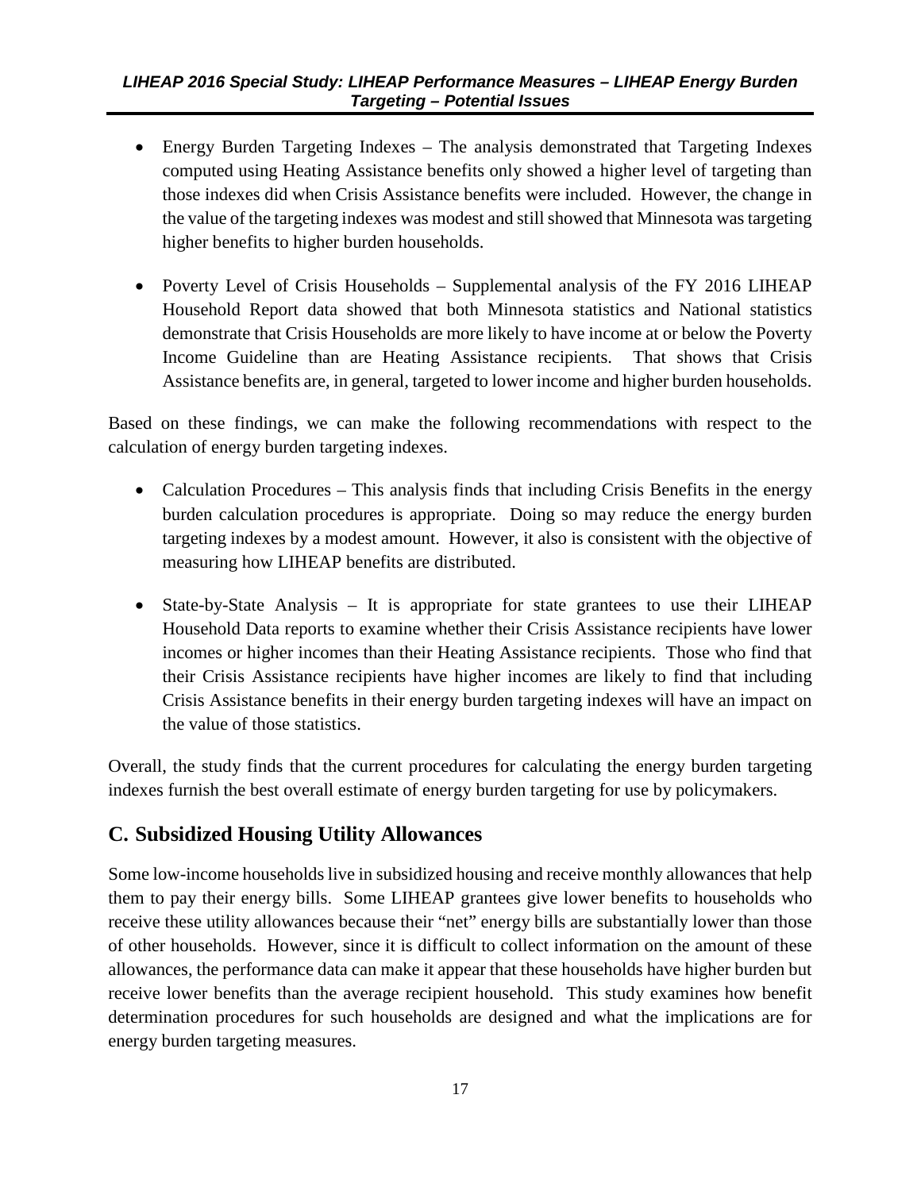- Energy Burden Targeting Indexes – The analysis demonstrated that Targeting Indexes computed using Heating Assistance benefits only showed a higher level of targeting than those indexes did when Crisis Assistance benefits were included. However, the change in the value of the targeting indexes was modest and still showed that Minnesota was targeting higher benefits to higher burden households.

- Poverty Level of Crisis Households – Supplemental analysis of the FY 2016 LIHEAP Household Report data showed that both Minnesota statistics and National statistics demonstrate that Crisis Households are more likely to have income at or below the Poverty Income Guideline than are Heating Assistance recipients. That shows that Crisis Assistance benefits are, in general, targeted to lower income and higher burden households.

Based on these findings, we can make the following recommendations with respect to the calculation of energy burden targeting indexes.

- Calculation Procedures – This analysis finds that including Crisis Benefits in the energy burden calculation procedures is appropriate. Doing so may reduce the energy burden targeting indexes by a modest amount. However, it also is consistent with the objective of measuring how LIHEAP benefits are distributed.

- State-by-State Analysis – It is appropriate for state grantees to use their LIHEAP Household Data reports to examine whether their Crisis Assistance recipients have lower incomes or higher incomes than their Heating Assistance recipients. Those who find that their Crisis Assistance recipients have higher incomes are likely to find that including Crisis Assistance benefits in their energy burden targeting indexes will have an impact on the value of those statistics.

Overall, the study finds that the current procedures for calculating the energy burden targeting indexes furnish the best overall estimate of energy burden targeting for use by policymakers.

## C. Subsidized Housing Utility Allowances

Some low-income households live in subsidized housing and receive monthly allowances that help them to pay their energy bills. Some LIHEAP grantees give lower benefits to households who receive these utility allowances because their "net" energy bills are substantially lower than those of other households. However, since it is difficult to collect information on the amount of these allowances, the performance data can make it appear that these households have higher burden but receive lower benefits than the average recipient household. This study examines how benefit determination procedures for such households are designed and what the implications are for energy burden targeting measures.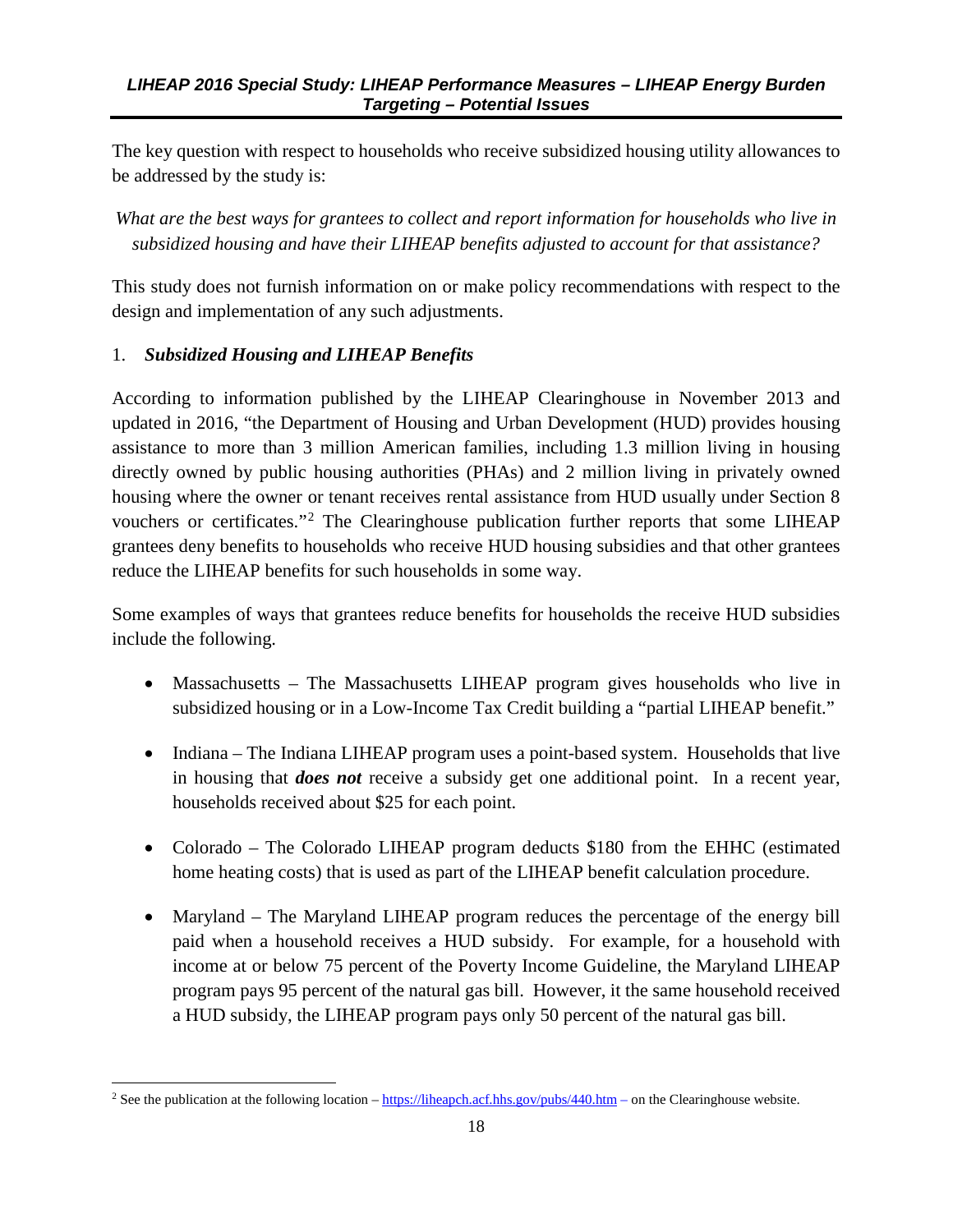The key question with respect to households who receive subsidized housing utility allowances to be addressed by the study is:

*What are the best ways for grantees to collect and report information for households who live in subsidized housing and have their LIHEAP benefits adjusted to account for that assistance?*

This study does not furnish information on or make policy recommendations with respect to the design and implementation of any such adjustments.

1. ***Subsidized Housing and LIHEAP Benefits***

According to information published by the LIHEAP Clearinghouse in November 2013 and updated in 2016, "the Department of Housing and Urban Development (HUD) provides housing assistance to more than 3 million American families, including 1.3 million living in housing directly owned by public housing authorities (PHAs) and 2 million living in privately owned housing where the owner or tenant receives rental assistance from HUD usually under Section 8 vouchers or certificates."[2] The Clearinghouse publication further reports that some LIHEAP grantees deny benefits to households who receive HUD housing subsidies and that other grantees reduce the LIHEAP benefits for such households in some way.

Some examples of ways that grantees reduce benefits for households the receive HUD subsidies include the following.

- Massachusetts – The Massachusetts LIHEAP program gives households who live in subsidized housing or in a Low-Income Tax Credit building a "partial LIHEAP benefit."
- Indiana – The Indiana LIHEAP program uses a point-based system. Households that live in housing that ***does not*** receive a subsidy get one additional point. In a recent year, households received about $25 for each point.
- Colorado – The Colorado LIHEAP program deducts $180 from the EHHC (estimated home heating costs) that is used as part of the LIHEAP benefit calculation procedure.
- Maryland – The Maryland LIHEAP program reduces the percentage of the energy bill paid when a household receives a HUD subsidy. For example, for a household with income at or below 75 percent of the Poverty Income Guideline, the Maryland LIHEAP program pays 95 percent of the natural gas bill. However, it the same household received a HUD subsidy, the LIHEAP program pays only 50 percent of the natural gas bill.

[2] See the publication at the following location – https://liheapch.acf.hhs.gov/pubs/440.htm – on the Clearinghouse website.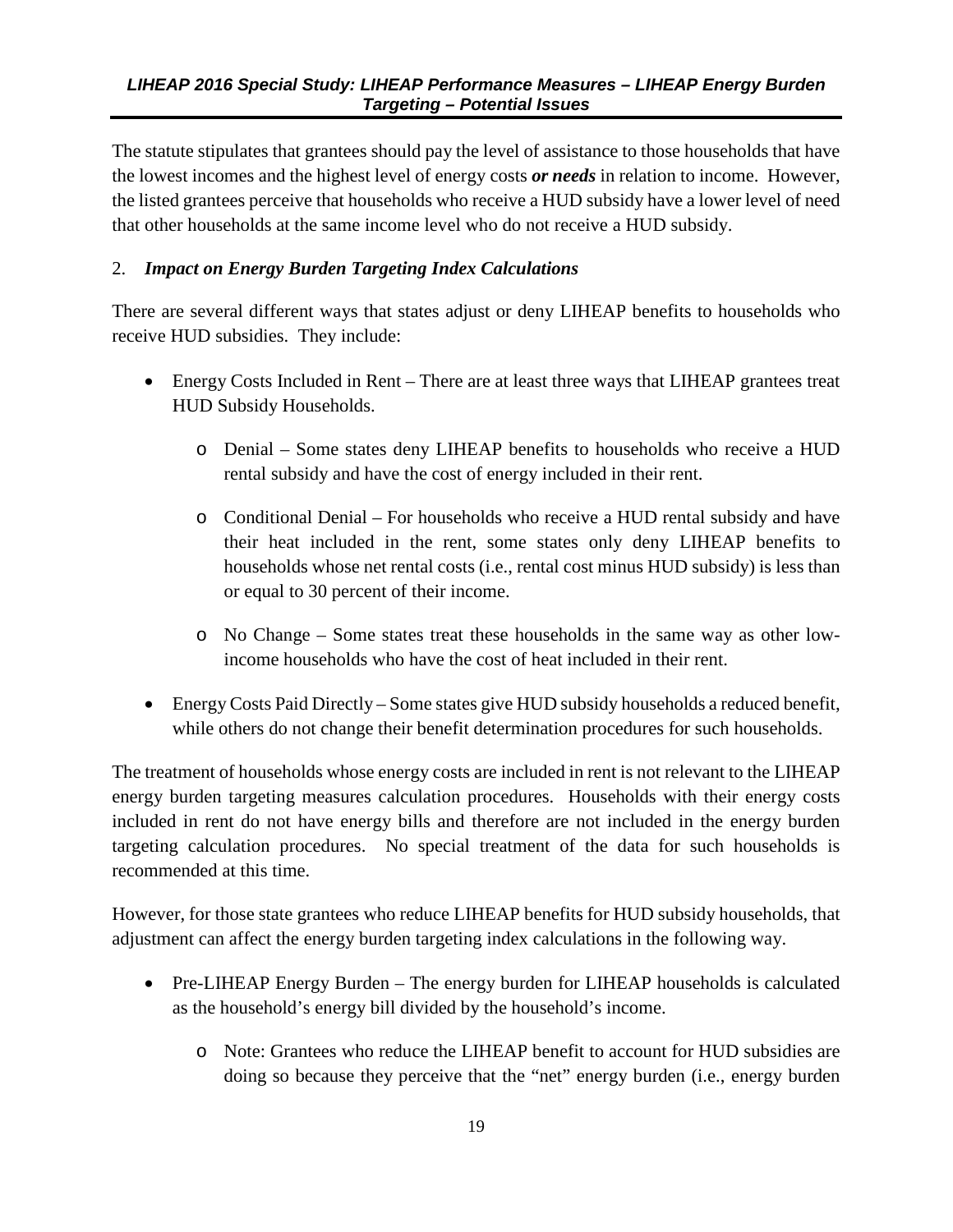The statute stipulates that grantees should pay the level of assistance to those households that have the lowest incomes and the highest level of energy costs ***or needs*** in relation to income. However, the listed grantees perceive that households who receive a HUD subsidy have a lower level of need that other households at the same income level who do not receive a HUD subsidy.

2. ***Impact on Energy Burden Targeting Index Calculations***

There are several different ways that states adjust or deny LIHEAP benefits to households who receive HUD subsidies. They include:

- Energy Costs Included in Rent – There are at least three ways that LIHEAP grantees treat HUD Subsidy Households.
  - Denial – Some states deny LIHEAP benefits to households who receive a HUD rental subsidy and have the cost of energy included in their rent.
  - Conditional Denial – For households who receive a HUD rental subsidy and have their heat included in the rent, some states only deny LIHEAP benefits to households whose net rental costs (i.e., rental cost minus HUD subsidy) is less than or equal to 30 percent of their income.
  - No Change – Some states treat these households in the same way as other low-income households who have the cost of heat included in their rent.
- Energy Costs Paid Directly – Some states give HUD subsidy households a reduced benefit, while others do not change their benefit determination procedures for such households.

The treatment of households whose energy costs are included in rent is not relevant to the LIHEAP energy burden targeting measures calculation procedures. Households with their energy costs included in rent do not have energy bills and therefore are not included in the energy burden targeting calculation procedures. No special treatment of the data for such households is recommended at this time.

However, for those state grantees who reduce LIHEAP benefits for HUD subsidy households, that adjustment can affect the energy burden targeting index calculations in the following way.

- Pre-LIHEAP Energy Burden – The energy burden for LIHEAP households is calculated as the household's energy bill divided by the household's income.
  - Note: Grantees who reduce the LIHEAP benefit to account for HUD subsidies are doing so because they perceive that the "net" energy burden (i.e., energy burden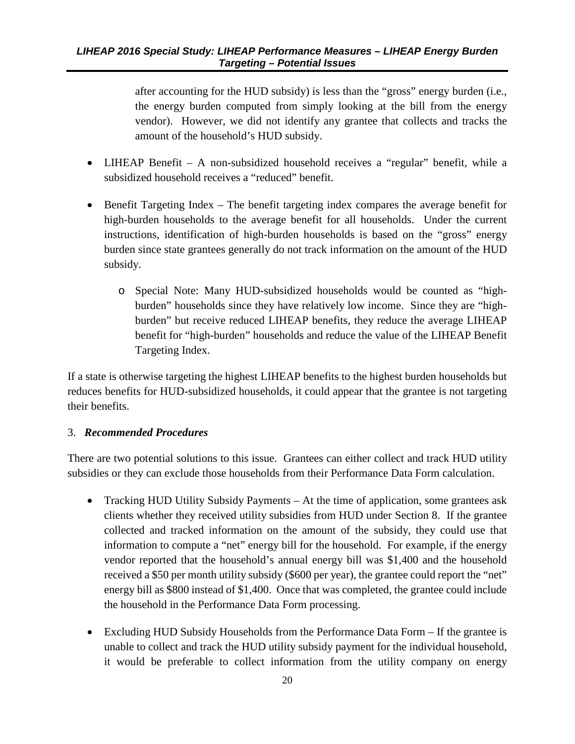after accounting for the HUD subsidy) is less than the "gross" energy burden (i.e., the energy burden computed from simply looking at the bill from the energy vendor). However, we did not identify any grantee that collects and tracks the amount of the household's HUD subsidy.

- LIHEAP Benefit – A non-subsidized household receives a "regular" benefit, while a subsidized household receives a "reduced" benefit.

- Benefit Targeting Index – The benefit targeting index compares the average benefit for high-burden households to the average benefit for all households. Under the current instructions, identification of high-burden households is based on the "gross" energy burden since state grantees generally do not track information on the amount of the HUD subsidy.

  - Special Note: Many HUD-subsidized households would be counted as "high-burden" households since they have relatively low income. Since they are "high-burden" but receive reduced LIHEAP benefits, they reduce the average LIHEAP benefit for "high-burden" households and reduce the value of the LIHEAP Benefit Targeting Index.

If a state is otherwise targeting the highest LIHEAP benefits to the highest burden households but reduces benefits for HUD-subsidized households, it could appear that the grantee is not targeting their benefits.

3. ***Recommended Procedures***

There are two potential solutions to this issue. Grantees can either collect and track HUD utility subsidies or they can exclude those households from their Performance Data Form calculation.

- Tracking HUD Utility Subsidy Payments – At the time of application, some grantees ask clients whether they received utility subsidies from HUD under Section 8. If the grantee collected and tracked information on the amount of the subsidy, they could use that information to compute a "net" energy bill for the household. For example, if the energy vendor reported that the household's annual energy bill was $1,400 and the household received a $50 per month utility subsidy ($600 per year), the grantee could report the "net" energy bill as $800 instead of $1,400. Once that was completed, the grantee could include the household in the Performance Data Form processing.

- Excluding HUD Subsidy Households from the Performance Data Form – If the grantee is unable to collect and track the HUD utility subsidy payment for the individual household, it would be preferable to collect information from the utility company on energy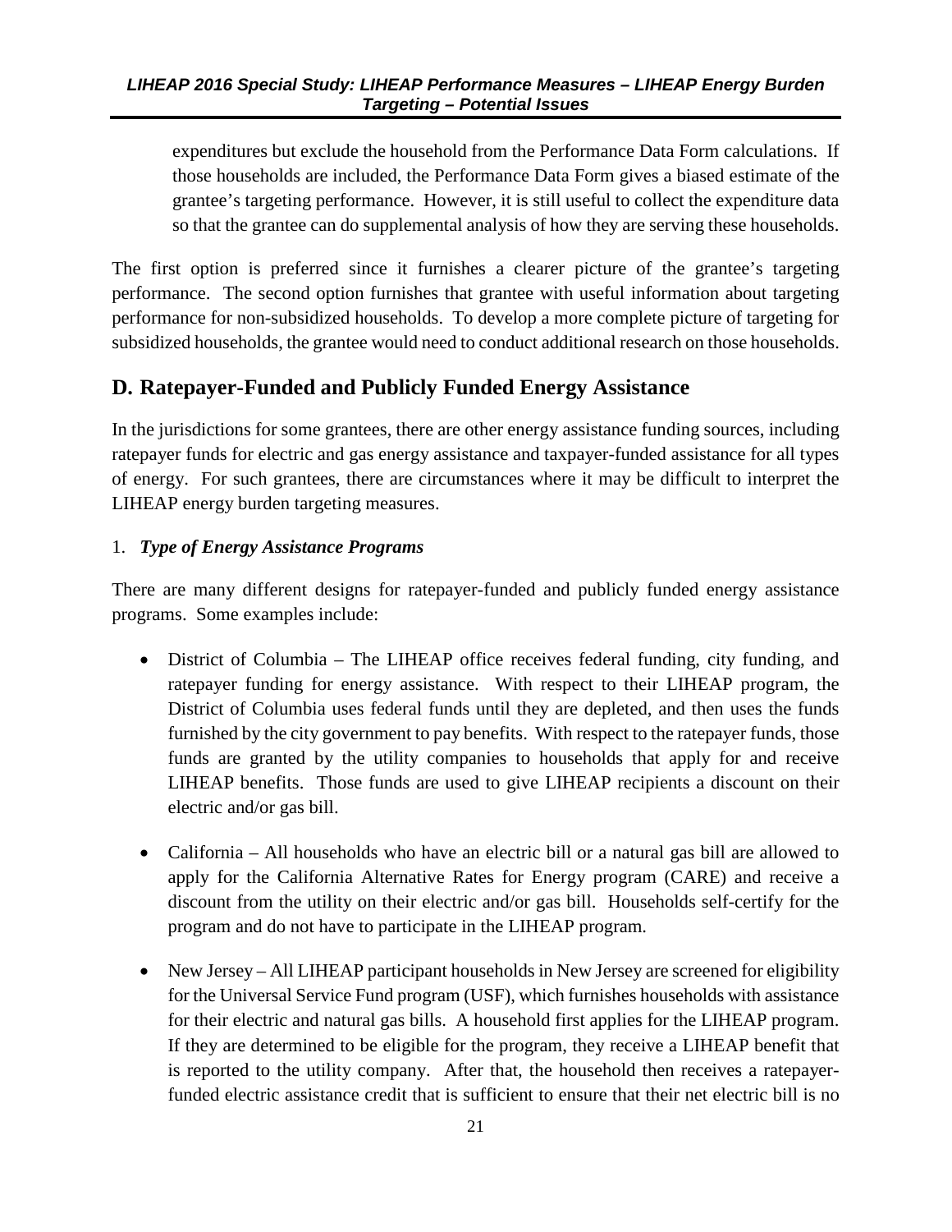expenditures but exclude the household from the Performance Data Form calculations. If those households are included, the Performance Data Form gives a biased estimate of the grantee's targeting performance. However, it is still useful to collect the expenditure data so that the grantee can do supplemental analysis of how they are serving these households.

The first option is preferred since it furnishes a clearer picture of the grantee's targeting performance. The second option furnishes that grantee with useful information about targeting performance for non-subsidized households. To develop a more complete picture of targeting for subsidized households, the grantee would need to conduct additional research on those households.

## D. Ratepayer-Funded and Publicly Funded Energy Assistance

In the jurisdictions for some grantees, there are other energy assistance funding sources, including ratepayer funds for electric and gas energy assistance and taxpayer-funded assistance for all types of energy. For such grantees, there are circumstances where it may be difficult to interpret the LIHEAP energy burden targeting measures.

### 1. *Type of Energy Assistance Programs*

There are many different designs for ratepayer-funded and publicly funded energy assistance programs. Some examples include:

- District of Columbia – The LIHEAP office receives federal funding, city funding, and ratepayer funding for energy assistance. With respect to their LIHEAP program, the District of Columbia uses federal funds until they are depleted, and then uses the funds furnished by the city government to pay benefits. With respect to the ratepayer funds, those funds are granted by the utility companies to households that apply for and receive LIHEAP benefits. Those funds are used to give LIHEAP recipients a discount on their electric and/or gas bill.

- California – All households who have an electric bill or a natural gas bill are allowed to apply for the California Alternative Rates for Energy program (CARE) and receive a discount from the utility on their electric and/or gas bill. Households self-certify for the program and do not have to participate in the LIHEAP program.

- New Jersey – All LIHEAP participant households in New Jersey are screened for eligibility for the Universal Service Fund program (USF), which furnishes households with assistance for their electric and natural gas bills. A household first applies for the LIHEAP program. If they are determined to be eligible for the program, they receive a LIHEAP benefit that is reported to the utility company. After that, the household then receives a ratepayer-funded electric assistance credit that is sufficient to ensure that their net electric bill is no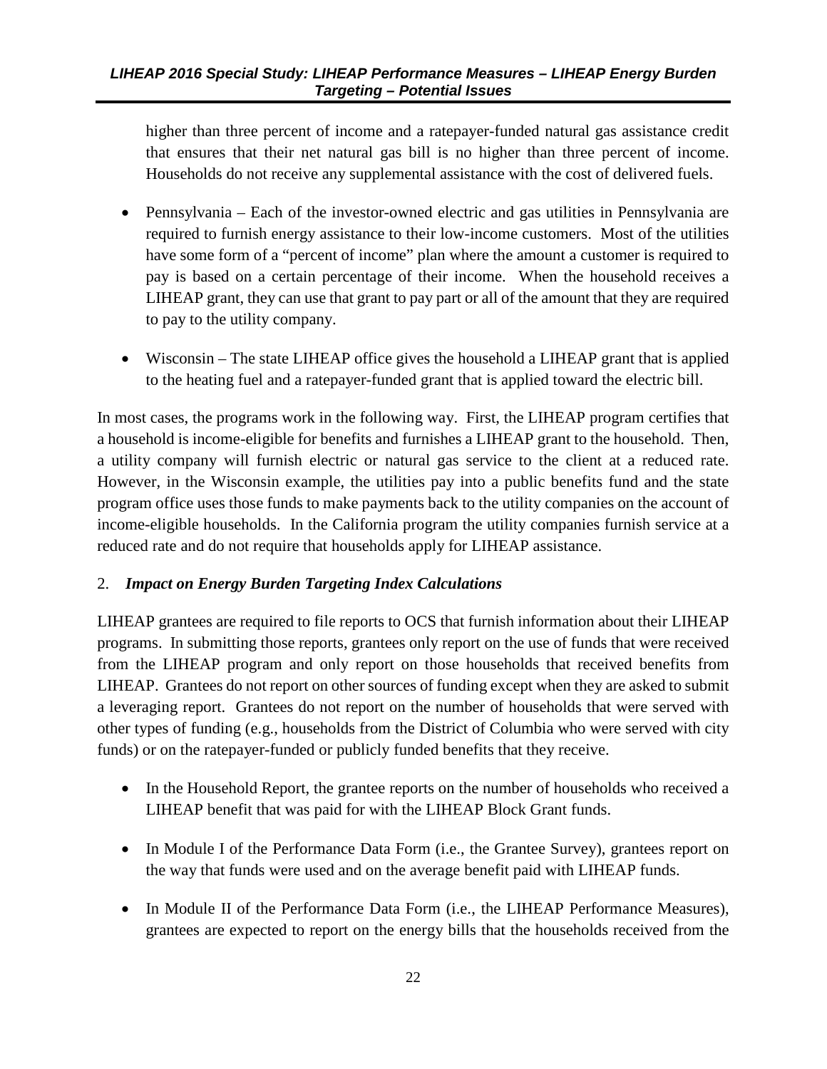higher than three percent of income and a ratepayer-funded natural gas assistance credit that ensures that their net natural gas bill is no higher than three percent of income. Households do not receive any supplemental assistance with the cost of delivered fuels.

- Pennsylvania – Each of the investor-owned electric and gas utilities in Pennsylvania are required to furnish energy assistance to their low-income customers. Most of the utilities have some form of a "percent of income" plan where the amount a customer is required to pay is based on a certain percentage of their income. When the household receives a LIHEAP grant, they can use that grant to pay part or all of the amount that they are required to pay to the utility company.

- Wisconsin – The state LIHEAP office gives the household a LIHEAP grant that is applied to the heating fuel and a ratepayer-funded grant that is applied toward the electric bill.

In most cases, the programs work in the following way. First, the LIHEAP program certifies that a household is income-eligible for benefits and furnishes a LIHEAP grant to the household. Then, a utility company will furnish electric or natural gas service to the client at a reduced rate. However, in the Wisconsin example, the utilities pay into a public benefits fund and the state program office uses those funds to make payments back to the utility companies on the account of income-eligible households. In the California program the utility companies furnish service at a reduced rate and do not require that households apply for LIHEAP assistance.

## 2. *Impact on Energy Burden Targeting Index Calculations*

LIHEAP grantees are required to file reports to OCS that furnish information about their LIHEAP programs. In submitting those reports, grantees only report on the use of funds that were received from the LIHEAP program and only report on those households that received benefits from LIHEAP. Grantees do not report on other sources of funding except when they are asked to submit a leveraging report. Grantees do not report on the number of households that were served with other types of funding (e.g., households from the District of Columbia who were served with city funds) or on the ratepayer-funded or publicly funded benefits that they receive.

- In the Household Report, the grantee reports on the number of households who received a LIHEAP benefit that was paid for with the LIHEAP Block Grant funds.

- In Module I of the Performance Data Form (i.e., the Grantee Survey), grantees report on the way that funds were used and on the average benefit paid with LIHEAP funds.

- In Module II of the Performance Data Form (i.e., the LIHEAP Performance Measures), grantees are expected to report on the energy bills that the households received from the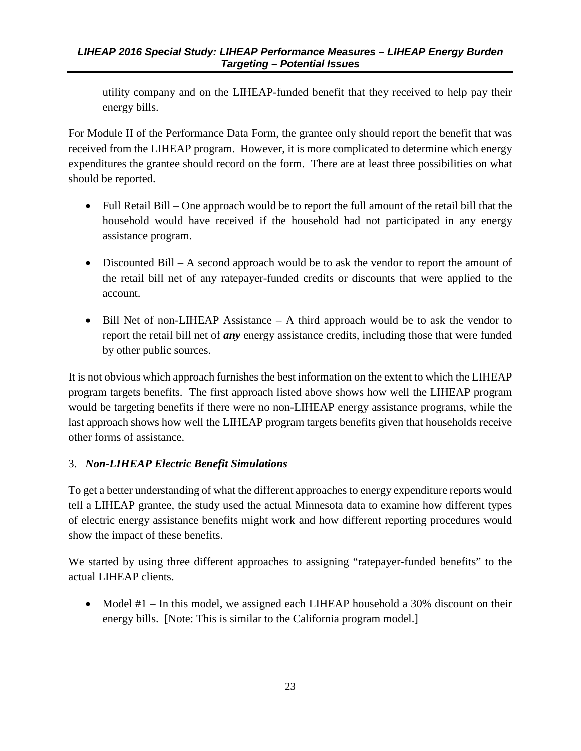utility company and on the LIHEAP-funded benefit that they received to help pay their energy bills.

For Module II of the Performance Data Form, the grantee only should report the benefit that was received from the LIHEAP program. However, it is more complicated to determine which energy expenditures the grantee should record on the form. There are at least three possibilities on what should be reported.

- Full Retail Bill – One approach would be to report the full amount of the retail bill that the household would have received if the household had not participated in any energy assistance program.
- Discounted Bill – A second approach would be to ask the vendor to report the amount of the retail bill net of any ratepayer-funded credits or discounts that were applied to the account.
- Bill Net of non-LIHEAP Assistance – A third approach would be to ask the vendor to report the retail bill net of ***any*** energy assistance credits, including those that were funded by other public sources.

It is not obvious which approach furnishes the best information on the extent to which the LIHEAP program targets benefits. The first approach listed above shows how well the LIHEAP program would be targeting benefits if there were no non-LIHEAP energy assistance programs, while the last approach shows how well the LIHEAP program targets benefits given that households receive other forms of assistance.

### 3. *Non-LIHEAP Electric Benefit Simulations*

To get a better understanding of what the different approaches to energy expenditure reports would tell a LIHEAP grantee, the study used the actual Minnesota data to examine how different types of electric energy assistance benefits might work and how different reporting procedures would show the impact of these benefits.

We started by using three different approaches to assigning "ratepayer-funded benefits" to the actual LIHEAP clients.

- Model #1 – In this model, we assigned each LIHEAP household a 30% discount on their energy bills. [Note: This is similar to the California program model.]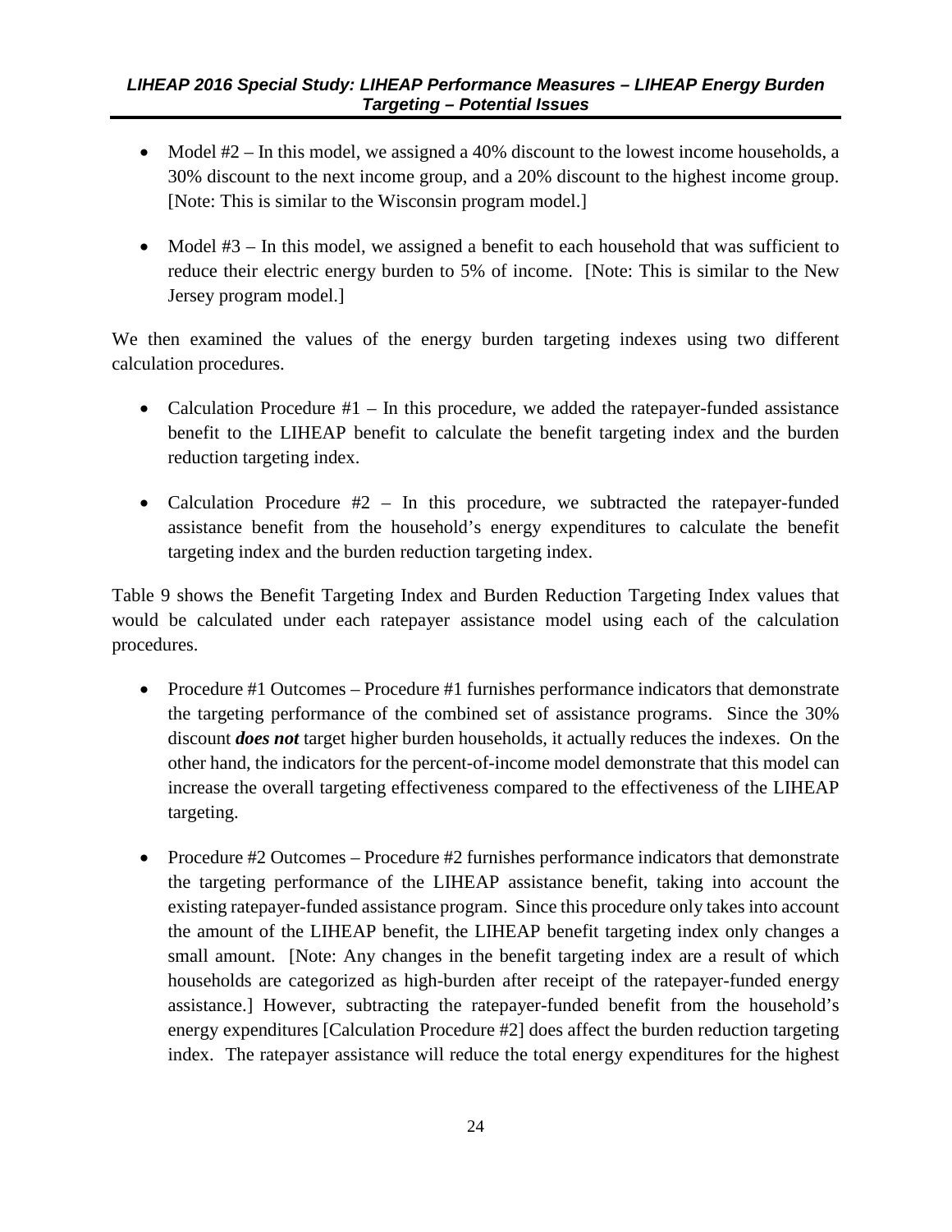- Model #2 – In this model, we assigned a 40% discount to the lowest income households, a 30% discount to the next income group, and a 20% discount to the highest income group. [Note: This is similar to the Wisconsin program model.]

- Model #3 – In this model, we assigned a benefit to each household that was sufficient to reduce their electric energy burden to 5% of income. [Note: This is similar to the New Jersey program model.]

We then examined the values of the energy burden targeting indexes using two different calculation procedures.

- Calculation Procedure #1 – In this procedure, we added the ratepayer-funded assistance benefit to the LIHEAP benefit to calculate the benefit targeting index and the burden reduction targeting index.

- Calculation Procedure #2 – In this procedure, we subtracted the ratepayer-funded assistance benefit from the household's energy expenditures to calculate the benefit targeting index and the burden reduction targeting index.

Table 9 shows the Benefit Targeting Index and Burden Reduction Targeting Index values that would be calculated under each ratepayer assistance model using each of the calculation procedures.

- Procedure #1 Outcomes – Procedure #1 furnishes performance indicators that demonstrate the targeting performance of the combined set of assistance programs. Since the 30% discount ***does not*** target higher burden households, it actually reduces the indexes. On the other hand, the indicators for the percent-of-income model demonstrate that this model can increase the overall targeting effectiveness compared to the effectiveness of the LIHEAP targeting.

- Procedure #2 Outcomes – Procedure #2 furnishes performance indicators that demonstrate the targeting performance of the LIHEAP assistance benefit, taking into account the existing ratepayer-funded assistance program. Since this procedure only takes into account the amount of the LIHEAP benefit, the LIHEAP benefit targeting index only changes a small amount. [Note: Any changes in the benefit targeting index are a result of which households are categorized as high-burden after receipt of the ratepayer-funded energy assistance.] However, subtracting the ratepayer-funded benefit from the household's energy expenditures [Calculation Procedure #2] does affect the burden reduction targeting index. The ratepayer assistance will reduce the total energy expenditures for the highest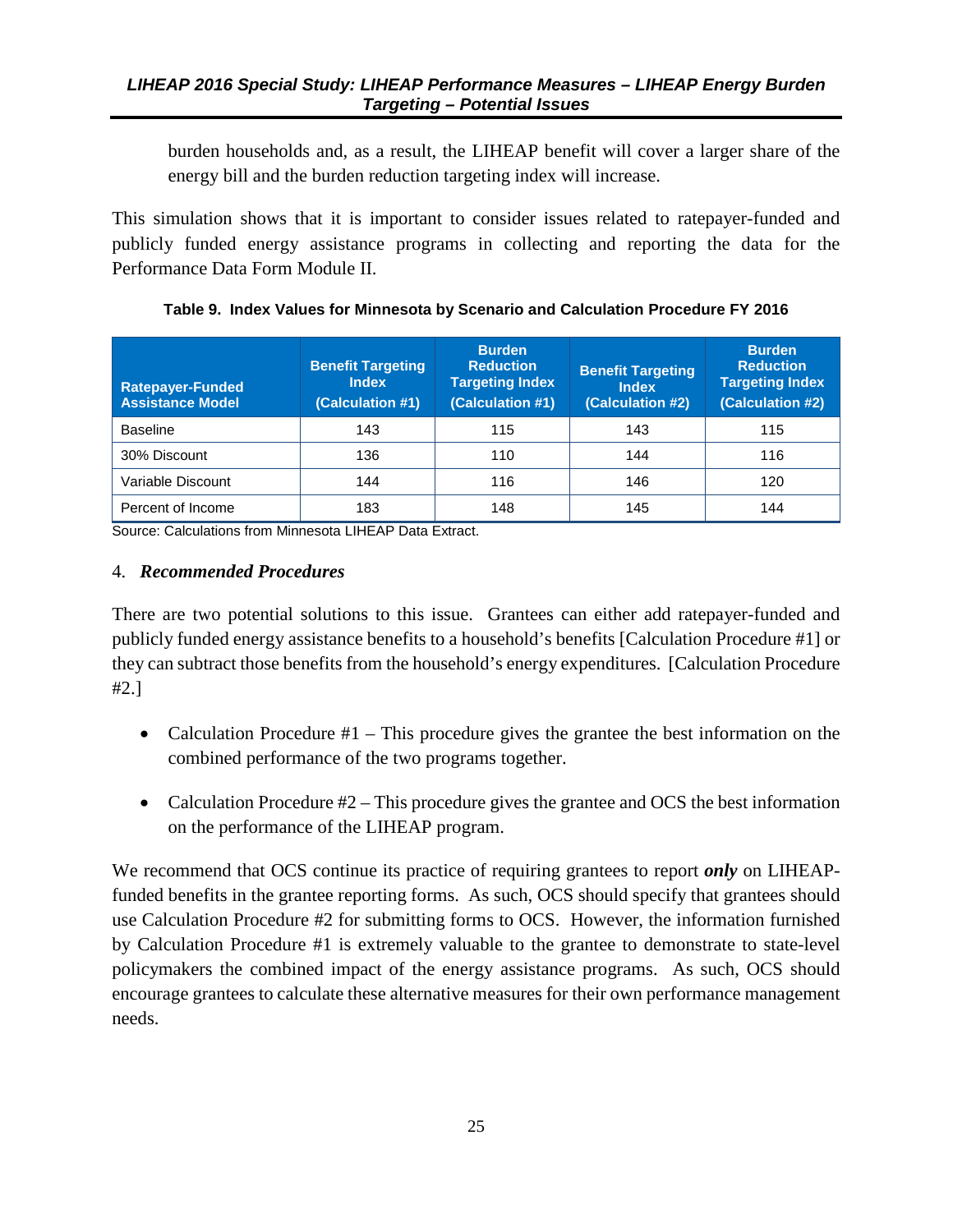burden households and, as a result, the LIHEAP benefit will cover a larger share of the energy bill and the burden reduction targeting index will increase.

This simulation shows that it is important to consider issues related to ratepayer-funded and publicly funded energy assistance programs in collecting and reporting the data for the Performance Data Form Module II.

**Table 9. Index Values for Minnesota by Scenario and Calculation Procedure FY 2016**

| Ratepayer-Funded Assistance Model | Benefit Targeting Index (Calculation #1) | Burden Reduction Targeting Index (Calculation #1) | Benefit Targeting Index (Calculation #2) | Burden Reduction Targeting Index (Calculation #2) |
|---|---|---|---|---|
| Baseline | 143 | 115 | 143 | 115 |
| 30% Discount | 136 | 110 | 144 | 116 |
| Variable Discount | 144 | 116 | 146 | 120 |
| Percent of Income | 183 | 148 | 145 | 144 |

Source: Calculations from Minnesota LIHEAP Data Extract.

### 4. *Recommended Procedures*

There are two potential solutions to this issue. Grantees can either add ratepayer-funded and publicly funded energy assistance benefits to a household's benefits [Calculation Procedure #1] or they can subtract those benefits from the household's energy expenditures. [Calculation Procedure #2.]

- Calculation Procedure #1 – This procedure gives the grantee the best information on the combined performance of the two programs together.
- Calculation Procedure #2 – This procedure gives the grantee and OCS the best information on the performance of the LIHEAP program.

We recommend that OCS continue its practice of requiring grantees to report ***only*** on LIHEAP-funded benefits in the grantee reporting forms. As such, OCS should specify that grantees should use Calculation Procedure #2 for submitting forms to OCS. However, the information furnished by Calculation Procedure #1 is extremely valuable to the grantee to demonstrate to state-level policymakers the combined impact of the energy assistance programs. As such, OCS should encourage grantees to calculate these alternative measures for their own performance management needs.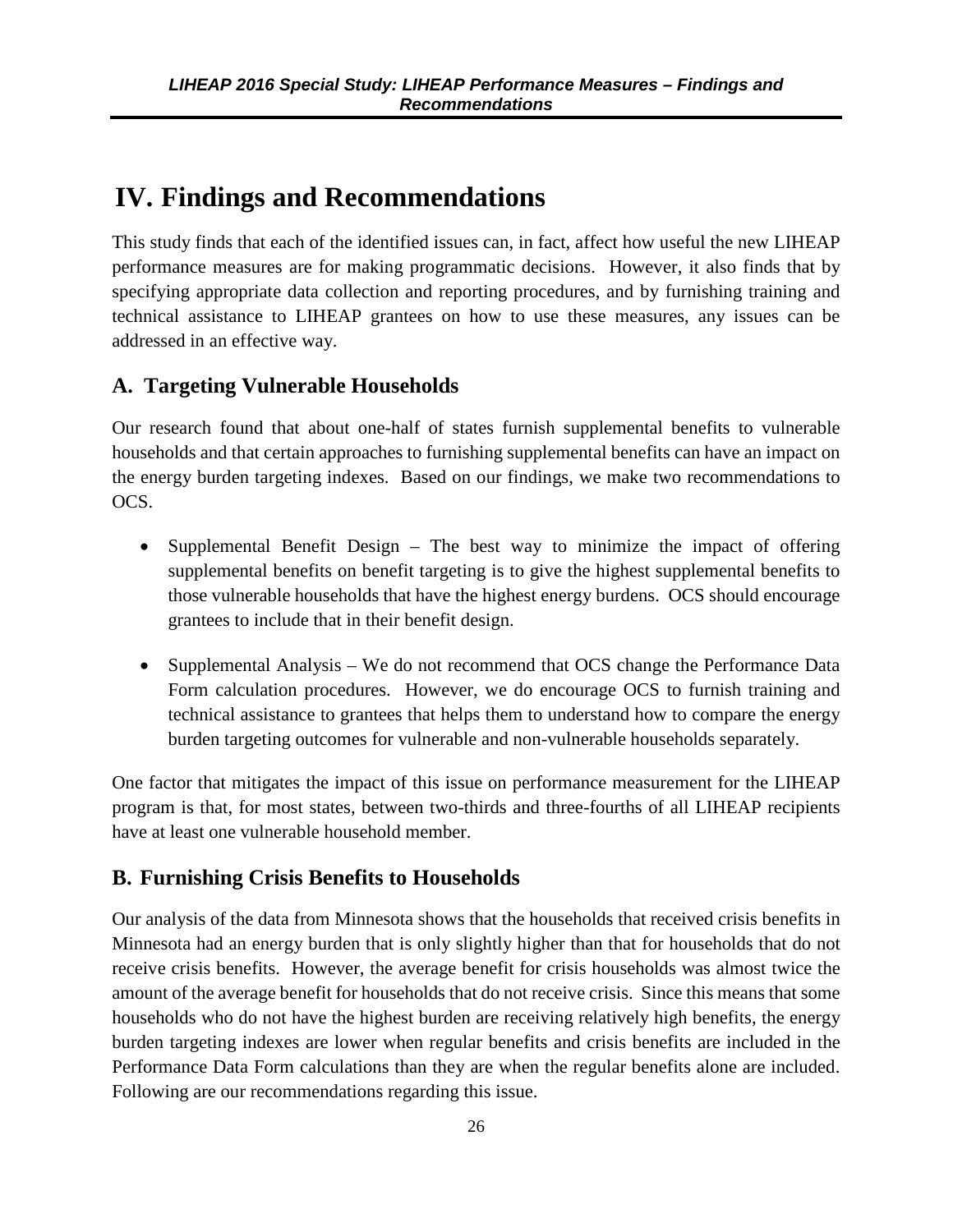# IV. Findings and Recommendations

This study finds that each of the identified issues can, in fact, affect how useful the new LIHEAP performance measures are for making programmatic decisions. However, it also finds that by specifying appropriate data collection and reporting procedures, and by furnishing training and technical assistance to LIHEAP grantees on how to use these measures, any issues can be addressed in an effective way.

## A. Targeting Vulnerable Households

Our research found that about one-half of states furnish supplemental benefits to vulnerable households and that certain approaches to furnishing supplemental benefits can have an impact on the energy burden targeting indexes. Based on our findings, we make two recommendations to OCS.

- Supplemental Benefit Design – The best way to minimize the impact of offering supplemental benefits on benefit targeting is to give the highest supplemental benefits to those vulnerable households that have the highest energy burdens. OCS should encourage grantees to include that in their benefit design.

- Supplemental Analysis – We do not recommend that OCS change the Performance Data Form calculation procedures. However, we do encourage OCS to furnish training and technical assistance to grantees that helps them to understand how to compare the energy burden targeting outcomes for vulnerable and non-vulnerable households separately.

One factor that mitigates the impact of this issue on performance measurement for the LIHEAP program is that, for most states, between two-thirds and three-fourths of all LIHEAP recipients have at least one vulnerable household member.

## B. Furnishing Crisis Benefits to Households

Our analysis of the data from Minnesota shows that the households that received crisis benefits in Minnesota had an energy burden that is only slightly higher than that for households that do not receive crisis benefits. However, the average benefit for crisis households was almost twice the amount of the average benefit for households that do not receive crisis. Since this means that some households who do not have the highest burden are receiving relatively high benefits, the energy burden targeting indexes are lower when regular benefits and crisis benefits are included in the Performance Data Form calculations than they are when the regular benefits alone are included. Following are our recommendations regarding this issue.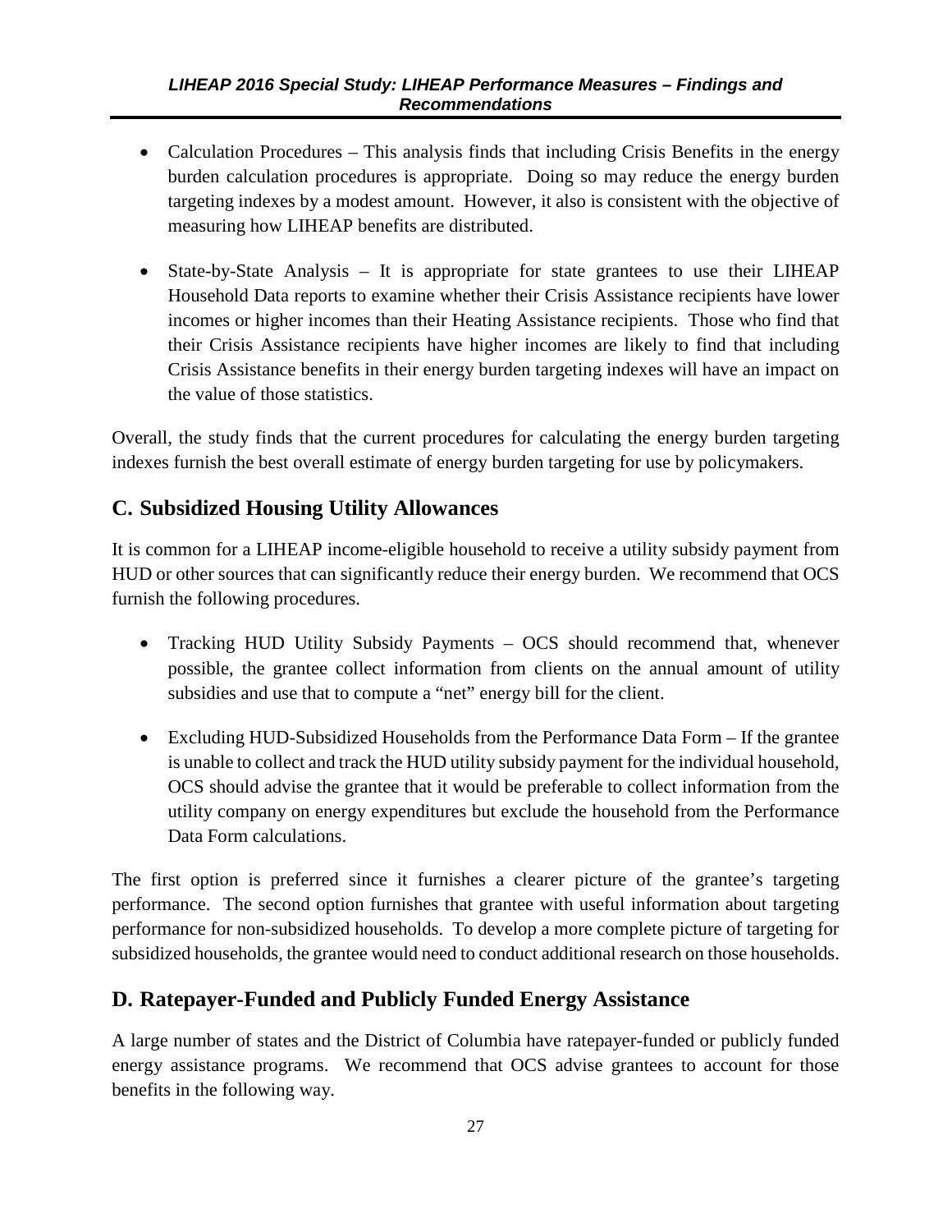- Calculation Procedures – This analysis finds that including Crisis Benefits in the energy burden calculation procedures is appropriate. Doing so may reduce the energy burden targeting indexes by a modest amount. However, it also is consistent with the objective of measuring how LIHEAP benefits are distributed.

- State-by-State Analysis – It is appropriate for state grantees to use their LIHEAP Household Data reports to examine whether their Crisis Assistance recipients have lower incomes or higher incomes than their Heating Assistance recipients. Those who find that their Crisis Assistance recipients have higher incomes are likely to find that including Crisis Assistance benefits in their energy burden targeting indexes will have an impact on the value of those statistics.

Overall, the study finds that the current procedures for calculating the energy burden targeting indexes furnish the best overall estimate of energy burden targeting for use by policymakers.

## C. Subsidized Housing Utility Allowances

It is common for a LIHEAP income-eligible household to receive a utility subsidy payment from HUD or other sources that can significantly reduce their energy burden. We recommend that OCS furnish the following procedures.

- Tracking HUD Utility Subsidy Payments – OCS should recommend that, whenever possible, the grantee collect information from clients on the annual amount of utility subsidies and use that to compute a "net" energy bill for the client.

- Excluding HUD-Subsidized Households from the Performance Data Form – If the grantee is unable to collect and track the HUD utility subsidy payment for the individual household, OCS should advise the grantee that it would be preferable to collect information from the utility company on energy expenditures but exclude the household from the Performance Data Form calculations.

The first option is preferred since it furnishes a clearer picture of the grantee's targeting performance. The second option furnishes that grantee with useful information about targeting performance for non-subsidized households. To develop a more complete picture of targeting for subsidized households, the grantee would need to conduct additional research on those households.

## D. Ratepayer-Funded and Publicly Funded Energy Assistance

A large number of states and the District of Columbia have ratepayer-funded or publicly funded energy assistance programs. We recommend that OCS advise grantees to account for those benefits in the following way.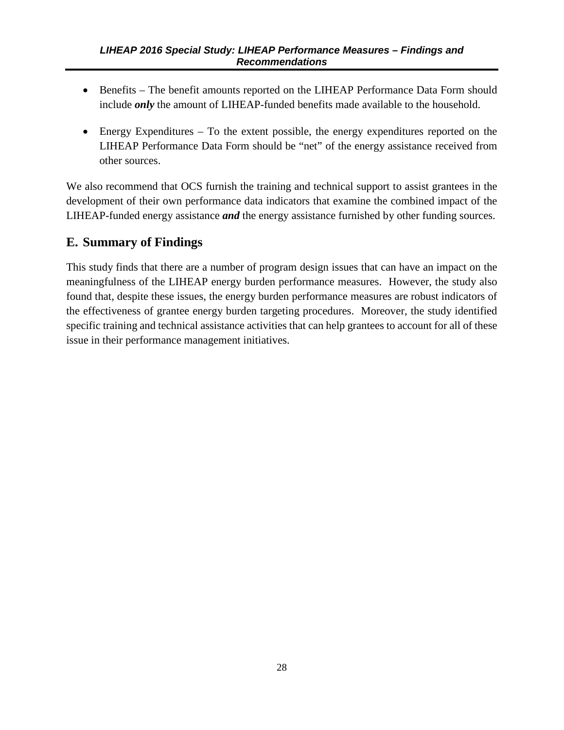- Benefits – The benefit amounts reported on the LIHEAP Performance Data Form should include ***only*** the amount of LIHEAP-funded benefits made available to the household.
- Energy Expenditures – To the extent possible, the energy expenditures reported on the LIHEAP Performance Data Form should be "net" of the energy assistance received from other sources.

We also recommend that OCS furnish the training and technical support to assist grantees in the development of their own performance data indicators that examine the combined impact of the LIHEAP-funded energy assistance ***and*** the energy assistance furnished by other funding sources.

## E. Summary of Findings

This study finds that there are a number of program design issues that can have an impact on the meaningfulness of the LIHEAP energy burden performance measures. However, the study also found that, despite these issues, the energy burden performance measures are robust indicators of the effectiveness of grantee energy burden targeting procedures. Moreover, the study identified specific training and technical assistance activities that can help grantees to account for all of these issue in their performance management initiatives.